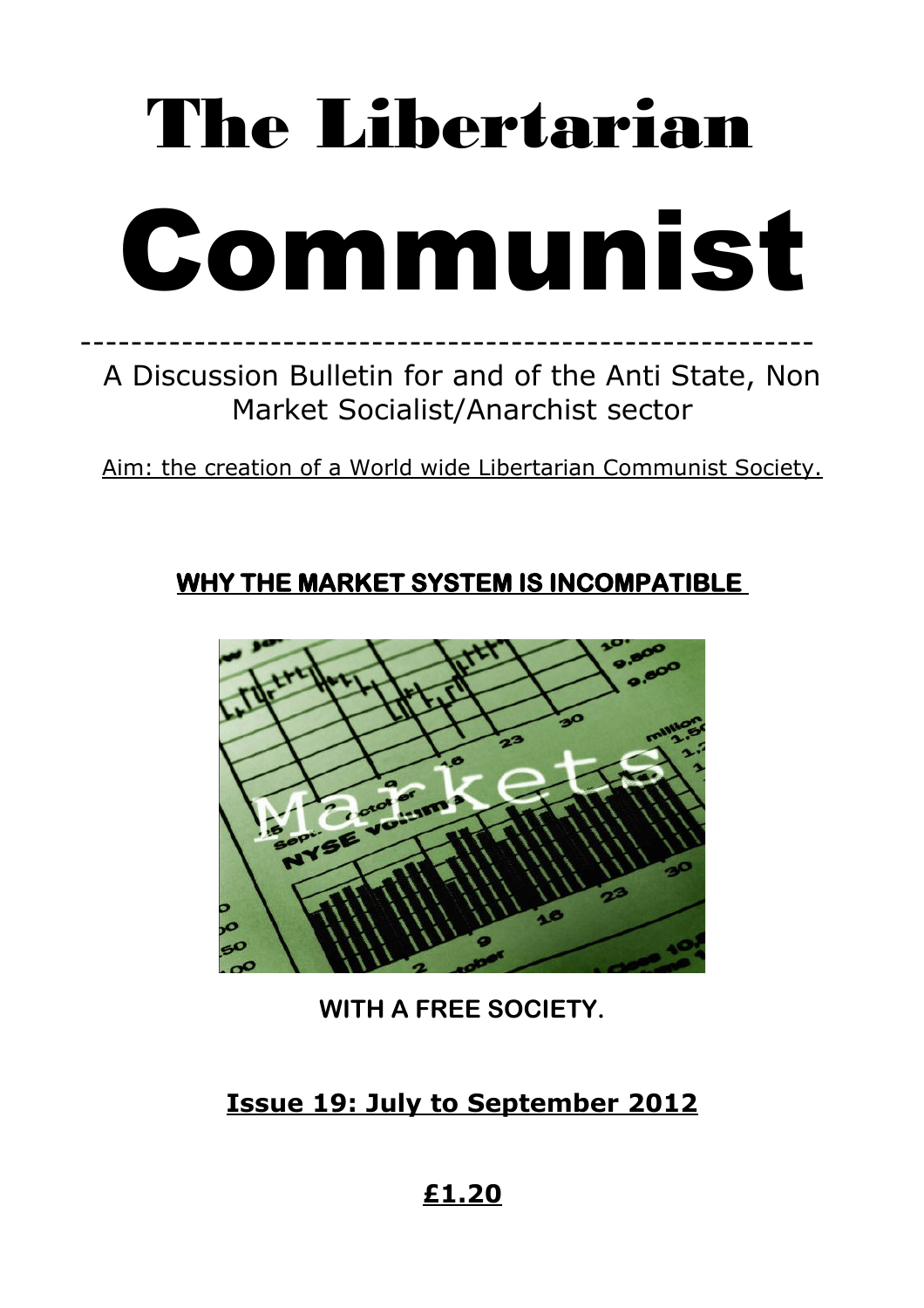# The Libertarian Communist

---

A Discussion Bulletin for and of the Anti State, Non Market Socialist/Anarchist sector

Aim: the creation of a World wide Libertarian Communist Society.

## WHY THE MARKET SYSTEM IS INCOMPATIBLE WITH A FREE SOCIETY.

**Issue 19: July to September 2012**

**£1.20**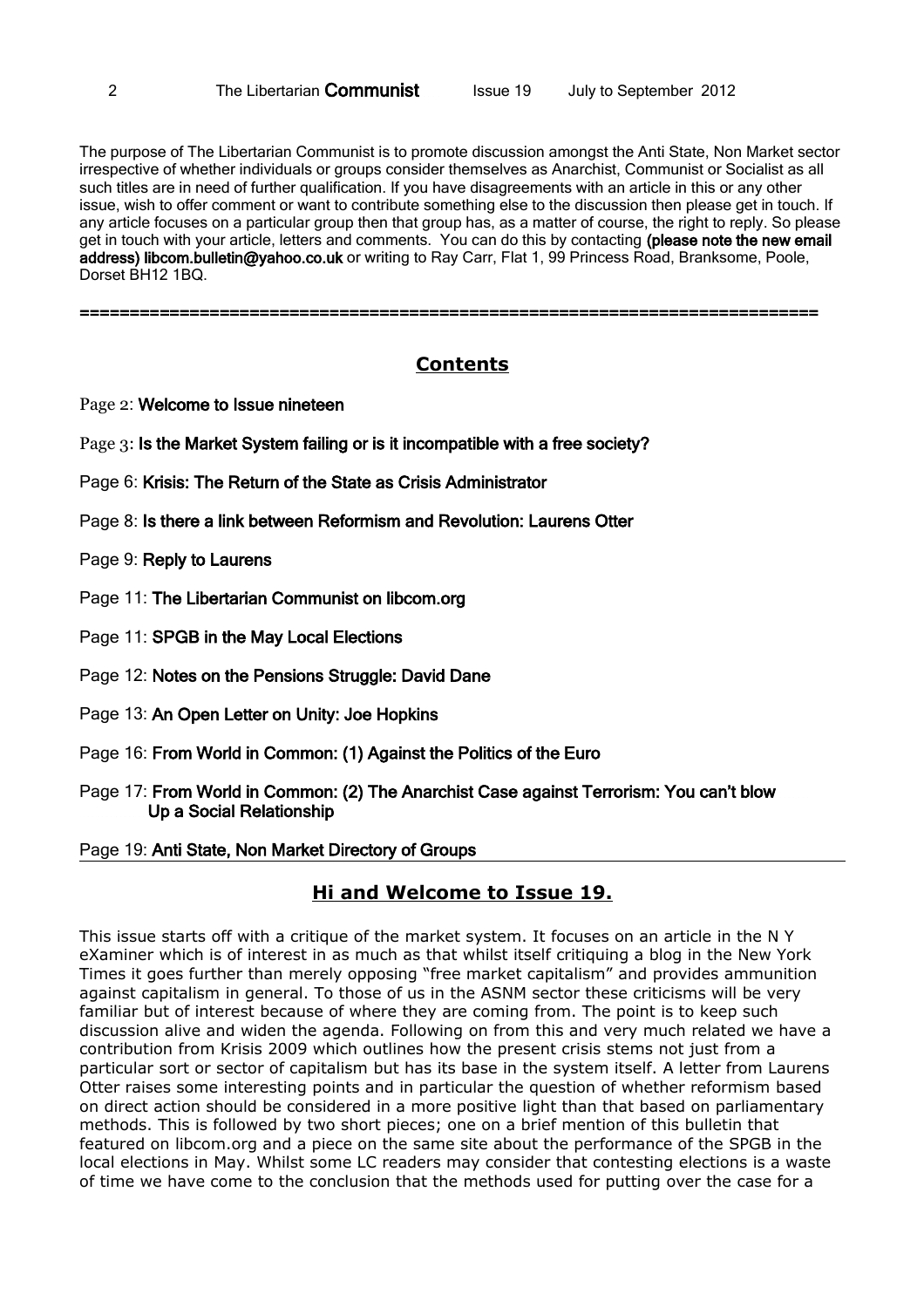The purpose of The Libertarian Communist is to promote discussion amongst the Anti State, Non Market sector irrespective of whether individuals or groups consider themselves as Anarchist, Communist or Socialist as all such titles are in need of further qualification. If you have disagreements with an article in this or any other issue, wish to offer comment or want to contribute something else to the discussion then please get in touch. If any article focuses on a particular group then that group has, as a matter of course, the right to reply. So please get in touch with your article, letters and comments. You can do this by contacting **(please note the new email address) libcom.bulletin@yahoo.co.uk** or writing to Ray Carr, Flat 1, 99 Princess Road, Branksome, Poole, Dorset BH12 1BQ.

---

## Contents

Page 2: **Welcome to Issue nineteen**

Page 3: **Is the Market System failing or is it incompatible with a free society?**

Page 6: **Krisis: The Return of the State as Crisis Administrator**

Page 8: **Is there a link between Reformism and Revolution: Laurens Otter**

Page 9: **Reply to Laurens**

Page 11: **The Libertarian Communist on libcom.org**

Page 11: **SPGB in the May Local Elections**

Page 12: **Notes on the Pensions Struggle: David Dane**

Page 13: **An Open Letter on Unity: Joe Hopkins**

Page 16: **From World in Common: (1) Against the Politics of the Euro**

Page 17: **From World in Common: (2) The Anarchist Case against Terrorism: You can't blow Up a Social Relationship**

Page 19: **Anti State, Non Market Directory of Groups**

## Hi and Welcome to Issue 19.

This issue starts off with a critique of the market system. It focuses on an article in the N Y eXaminer which is of interest in as much as that whilst itself critiquing a blog in the New York Times it goes further than merely opposing "free market capitalism" and provides ammunition against capitalism in general. To those of us in the ASNM sector these criticisms will be very familiar but of interest because of where they are coming from. The point is to keep such discussion alive and widen the agenda. Following on from this and very much related we have a contribution from Krisis 2009 which outlines how the present crisis stems not just from a particular sort or sector of capitalism but has its base in the system itself. A letter from Laurens Otter raises some interesting points and in particular the question of whether reformism based on direct action should be considered in a more positive light than that based on parliamentary methods. This is followed by two short pieces; one on a brief mention of this bulletin that featured on libcom.org and a piece on the same site about the performance of the SPGB in the local elections in May. Whilst some LC readers may consider that contesting elections is a waste of time we have come to the conclusion that the methods used for putting over the case for a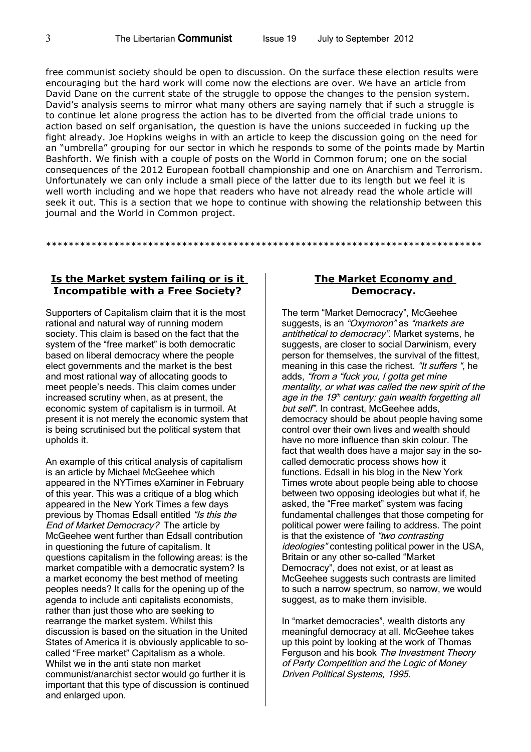free communist society should be open to discussion. On the surface these election results were encouraging but the hard work will come now the elections are over. We have an article from David Dane on the current state of the struggle to oppose the changes to the pension system. David's analysis seems to mirror what many others are saying namely that if such a struggle is to continue let alone progress the action has to be diverted from the official trade unions to action based on self organisation, the question is have the unions succeeded in fucking up the fight already. Joe Hopkins weighs in with an article to keep the discussion going on the need for an "umbrella" grouping for our sector in which he responds to some of the points made by Martin Bashforth. We finish with a couple of posts on the World in Common forum; one on the social consequences of the 2012 European football championship and one on Anarchism and Terrorism. Unfortunately we can only include a small piece of the latter due to its length but we feel it is well worth including and we hope that readers who have not already read the whole article will seek it out. This is a section that we hope to continue with showing the relationship between this journal and the World in Common project.

*******************************************************************************

## Is the Market system failing or is it Incompatible with a Free Society?

Supporters of Capitalism claim that it is the most rational and natural way of running modern society. This claim is based on the fact that the system of the "free market" is both democratic based on liberal democracy where the people elect governments and the market is the best and most rational way of allocating goods to meet people's needs. This claim comes under increased scrutiny when, as at present, the economic system of capitalism is in turmoil. At present it is not merely the economic system that is being scrutinised but the political system that upholds it.

An example of this critical analysis of capitalism is an article by Michael McGeehee which appeared in the NYTimes eXaminer in February of this year. This was a critique of a blog which appeared in the New York Times a few days previous by Thomas Edsall entitled *"Is this the End of Market Democracy?* The article by McGeehee went further than Edsall contribution in questioning the future of capitalism. It questions capitalism in the following areas: is the market compatible with a democratic system? Is a market economy the best method of meeting peoples needs? It calls for the opening up of the agenda to include anti capitalists economists, rather than just those who are seeking to rearrange the market system. Whilst this discussion is based on the situation in the United States of America it is obviously applicable to so-called "Free market" Capitalism as a whole. Whilst we in the anti state non market communist/anarchist sector would go further it is important that this type of discussion is continued and enlarged upon.

## The Market Economy and Democracy.

The term "Market Democracy", McGeehee suggests, is an *"Oxymoron"* as *"markets are antithetical to democracy"*. Market systems, he suggests, are closer to social Darwinism, every person for themselves, the survival of the fittest, meaning in this case the richest. *"It suffers "*, he adds, *"from a "fuck you, I gotta get mine mentality, or what was called the new spirit of the age in the 19th century: gain wealth forgetting all but self"*. In contrast, McGeehee adds, democracy should be about people having some control over their own lives and wealth should have no more influence than skin colour. The fact that wealth does have a major say in the so-called democratic process shows how it functions. Edsall in his blog in the New York Times wrote about people being able to choose between two opposing ideologies but what if, he asked, the "Free market" system was facing fundamental challenges that those competing for political power were failing to address. The point is that the existence of *"two contrasting ideologies"* contesting political power in the USA, Britain or any other so-called "Market Democracy", does not exist, or at least as McGeehee suggests such contrasts are limited to such a narrow spectrum, so narrow, we would suggest, as to make them invisible.

In "market democracies", wealth distorts any meaningful democracy at all. McGeehee takes up this point by looking at the work of Thomas Ferguson and his book *The Investment Theory of Party Competition and the Logic of Money Driven Political Systems, 1995.*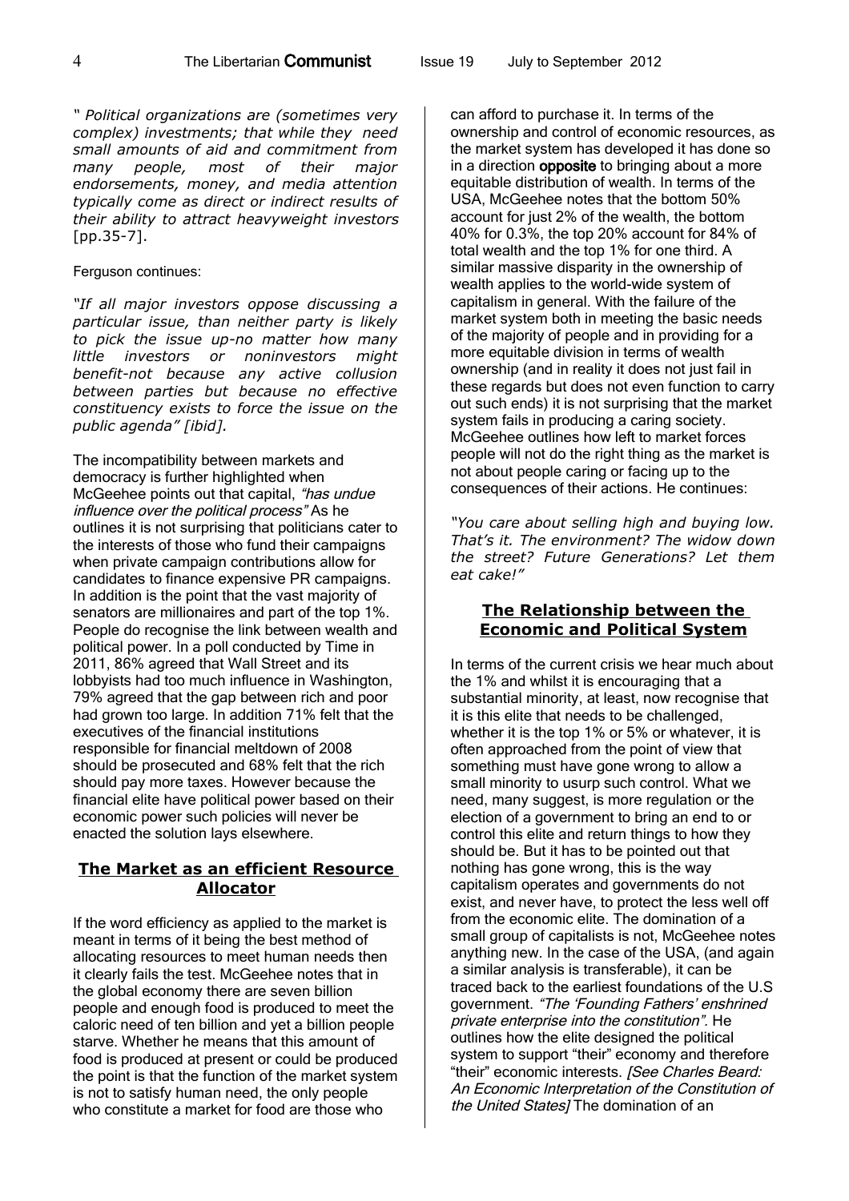*" Political organizations are (sometimes very complex) investments; that while they need small amounts of aid and commitment from many people, most of their major endorsements, money, and media attention typically come as direct or indirect results of their ability to attract heavyweight investors* [pp.35-7].

Ferguson continues:

*"If all major investors oppose discussing a particular issue, than neither party is likely to pick the issue up-no matter how many little investors or noninvestors might benefit-not because any active collusion between parties but because no effective constituency exists to force the issue on the public agenda" [ibid].*

The incompatibility between markets and democracy is further highlighted when McGeehee points out that capital, *"has undue influence over the political process"* As he outlines it is not surprising that politicians cater to the interests of those who fund their campaigns when private campaign contributions allow for candidates to finance expensive PR campaigns. In addition is the point that the vast majority of senators are millionaires and part of the top 1%. People do recognise the link between wealth and political power. In a poll conducted by Time in 2011, 86% agreed that Wall Street and its lobbyists had too much influence in Washington, 79% agreed that the gap between rich and poor had grown too large. In addition 71% felt that the executives of the financial institutions responsible for financial meltdown of 2008 should be prosecuted and 68% felt that the rich should pay more taxes. However because the financial elite have political power based on their economic power such policies will never be enacted the solution lays elsewhere.

## The Market as an efficient Resource Allocator

If the word efficiency as applied to the market is meant in terms of it being the best method of allocating resources to meet human needs then it clearly fails the test. McGeehee notes that in the global economy there are seven billion people and enough food is produced to meet the caloric need of ten billion and yet a billion people starve. Whether he means that this amount of food is produced at present or could be produced the point is that the function of the market system is not to satisfy human need, the only people who constitute a market for food are those who can afford to purchase it. In terms of the ownership and control of economic resources, as the market system has developed it has done so in a direction **opposite** to bringing about a more equitable distribution of wealth. In terms of the USA, McGeehee notes that the bottom 50% account for just 2% of the wealth, the bottom 40% for 0.3%, the top 20% account for 84% of total wealth and the top 1% for one third. A similar massive disparity in the ownership of wealth applies to the world-wide system of capitalism in general. With the failure of the market system both in meeting the basic needs of the majority of people and in providing for a more equitable division in terms of wealth ownership (and in reality it does not just fail in these regards but does not even function to carry out such ends) it is not surprising that the market system fails in producing a caring society. McGeehee outlines how left to market forces people will not do the right thing as the market is not about people caring or facing up to the consequences of their actions. He continues:

*"You care about selling high and buying low. That's it. The environment? The widow down the street? Future Generations? Let them eat cake!"*

## The Relationship between the Economic and Political System

In terms of the current crisis we hear much about the 1% and whilst it is encouraging that a substantial minority, at least, now recognise that it is this elite that needs to be challenged, whether it is the top 1% or 5% or whatever, it is often approached from the point of view that something must have gone wrong to allow a small minority to usurp such control. What we need, many suggest, is more regulation or the election of a government to bring an end to or control this elite and return things to how they should be. But it has to be pointed out that nothing has gone wrong, this is the way capitalism operates and governments do not exist, and never have, to protect the less well off from the economic elite. The domination of a small group of capitalists is not, McGeehee notes anything new. In the case of the USA, (and again a similar analysis is transferable), it can be traced back to the earliest foundations of the U.S government. *"The 'Founding Fathers' enshrined private enterprise into the constitution".* He outlines how the elite designed the political system to support "their" economy and therefore "their" economic interests. *[See Charles Beard: An Economic Interpretation of the Constitution of the United States]* The domination of an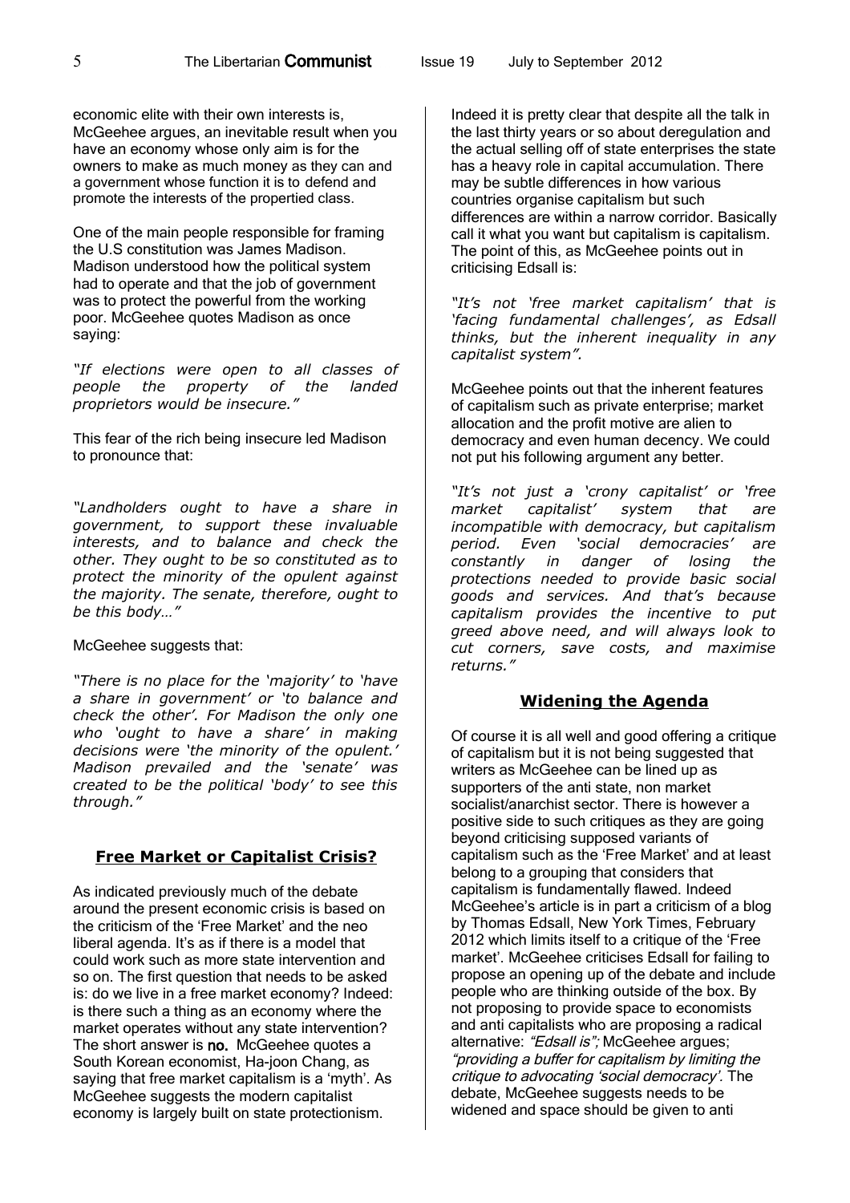economic elite with their own interests is, McGeehee argues, an inevitable result when you have an economy whose only aim is for the owners to make as much money as they can and a government whose function it is to defend and promote the interests of the propertied class.

One of the main people responsible for framing the U.S constitution was James Madison. Madison understood how the political system had to operate and that the job of government was to protect the powerful from the working poor. McGeehee quotes Madison as once saying:

*"If elections were open to all classes of people the property of the landed proprietors would be insecure."*

This fear of the rich being insecure led Madison to pronounce that:

*"Landholders ought to have a share in government, to support these invaluable interests, and to balance and check the other. They ought to be so constituted as to protect the minority of the opulent against the majority. The senate, therefore, ought to be this body…"*

McGeehee suggests that:

*"There is no place for the 'majority' to 'have a share in government' or 'to balance and check the other'. For Madison the only one who 'ought to have a share' in making decisions were 'the minority of the opulent.' Madison prevailed and the 'senate' was created to be the political 'body' to see this through."*

## Free Market or Capitalist Crisis?

As indicated previously much of the debate around the present economic crisis is based on the criticism of the 'Free Market' and the neo liberal agenda. It's as if there is a model that could work such as more state intervention and so on. The first question that needs to be asked is: do we live in a free market economy? Indeed: is there such a thing as an economy where the market operates without any state intervention? The short answer is **no.** McGeehee quotes a South Korean economist, Ha-joon Chang, as saying that free market capitalism is a 'myth'. As McGeehee suggests the modern capitalist economy is largely built on state protectionism.

Indeed it is pretty clear that despite all the talk in the last thirty years or so about deregulation and the actual selling off of state enterprises the state has a heavy role in capital accumulation. There may be subtle differences in how various countries organise capitalism but such differences are within a narrow corridor. Basically call it what you want but capitalism is capitalism. The point of this, as McGeehee points out in criticising Edsall is:

*"It's not 'free market capitalism' that is 'facing fundamental challenges', as Edsall thinks, but the inherent inequality in any capitalist system".*

McGeehee points out that the inherent features of capitalism such as private enterprise; market allocation and the profit motive are alien to democracy and even human decency. We could not put his following argument any better.

*"It's not just a 'crony capitalist' or 'free market capitalist' system that are incompatible with democracy, but capitalism period. Even 'social democracies' are constantly in danger of losing the protections needed to provide basic social goods and services. And that's because capitalism provides the incentive to put greed above need, and will always look to cut corners, save costs, and maximise returns."*

## Widening the Agenda

Of course it is all well and good offering a critique of capitalism but it is not being suggested that writers as McGeehee can be lined up as supporters of the anti state, non market socialist/anarchist sector. There is however a positive side to such critiques as they are going beyond criticising supposed variants of capitalism such as the 'Free Market' and at least belong to a grouping that considers that capitalism is fundamentally flawed. Indeed McGeehee's article is in part a criticism of a blog by Thomas Edsall, New York Times, February 2012 which limits itself to a critique of the 'Free market'. McGeehee criticises Edsall for failing to propose an opening up of the debate and include people who are thinking outside of the box. By not proposing to provide space to economists and anti capitalists who are proposing a radical alternative: *"Edsall is";* McGeehee argues; *"providing a buffer for capitalism by limiting the critique to advocating 'social democracy'.* The debate, McGeehee suggests needs to be widened and space should be given to anti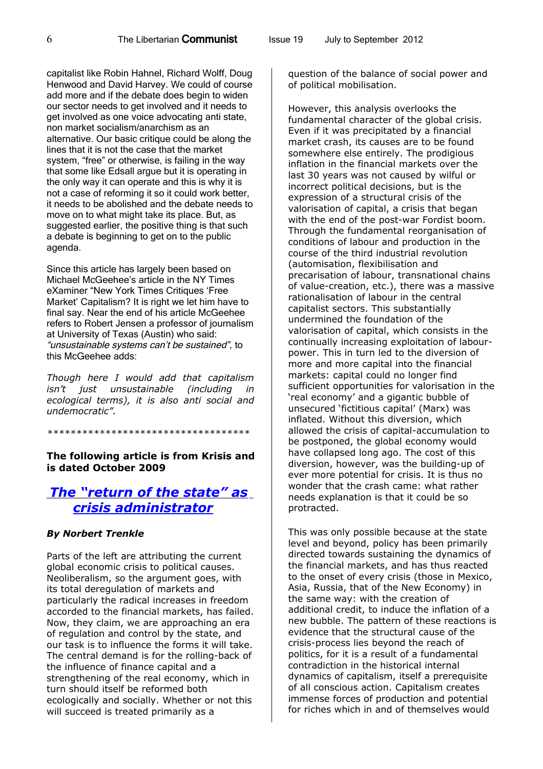capitalist like Robin Hahnel, Richard Wolff, Doug Henwood and David Harvey. We could of course add more and if the debate does begin to widen our sector needs to get involved and it needs to get involved as one voice advocating anti state, non market socialism/anarchism as an alternative. Our basic critique could be along the lines that it is not the case that the market system, "free" or otherwise, is failing in the way that some like Edsall argue but it is operating in the only way it can operate and this is why it is not a case of reforming it so it could work better, it needs to be abolished and the debate needs to move on to what might take its place. But, as suggested earlier, the positive thing is that such a debate is beginning to get on to the public agenda.

Since this article has largely been based on Michael McGeehee's article in the NY Times eXaminer "New York Times Critiques 'Free Market' Capitalism? It is right we let him have to final say. Near the end of his article McGeehee refers to Robert Jensen a professor of journalism at University of Texas (Austin) who said: *"unsustainable systems can't be sustained"*, to this McGeehee adds:

*Though here I would add that capitalism isn't just unsustainable (including in ecological terms), it is also anti social and undemocratic".*

************************************

**The following article is from Krisis and is dated October 2009**

## *The "return of the state" as crisis administrator*

***By Norbert Trenkle***

Parts of the left are attributing the current global economic crisis to political causes. Neoliberalism, so the argument goes, with its total deregulation of markets and particularly the radical increases in freedom accorded to the financial markets, has failed. Now, they claim, we are approaching an era of regulation and control by the state, and our task is to influence the forms it will take. The central demand is for the rolling-back of the influence of finance capital and a strengthening of the real economy, which in turn should itself be reformed both ecologically and socially. Whether or not this will succeed is treated primarily as a question of the balance of social power and of political mobilisation.

However, this analysis overlooks the fundamental character of the global crisis. Even if it was precipitated by a financial market crash, its causes are to be found somewhere else entirely. The prodigious inflation in the financial markets over the last 30 years was not caused by wilful or incorrect political decisions, but is the expression of a structural crisis of the valorisation of capital, a crisis that began with the end of the post-war Fordist boom. Through the fundamental reorganisation of conditions of labour and production in the course of the third industrial revolution (automisation, flexibilisation and precarisation of labour, transnational chains of value-creation, etc.), there was a massive rationalisation of labour in the central capitalist sectors. This substantially undermined the foundation of the valorisation of capital, which consists in the continually increasing exploitation of labour-power. This in turn led to the diversion of more and more capital into the financial markets: capital could no longer find sufficient opportunities for valorisation in the 'real economy' and a gigantic bubble of unsecured 'fictitious capital' (Marx) was inflated. Without this diversion, which allowed the crisis of capital-accumulation to be postponed, the global economy would have collapsed long ago. The cost of this diversion, however, was the building-up of ever more potential for crisis. It is thus no wonder that the crash came: what rather needs explanation is that it could be so protracted.

This was only possible because at the state level and beyond, policy has been primarily directed towards sustaining the dynamics of the financial markets, and has thus reacted to the onset of every crisis (those in Mexico, Asia, Russia, that of the New Economy) in the same way: with the creation of additional credit, to induce the inflation of a new bubble. The pattern of these reactions is evidence that the structural cause of the crisis-process lies beyond the reach of politics, for it is a result of a fundamental contradiction in the historical internal dynamics of capitalism, itself a prerequisite of all conscious action. Capitalism creates immense forces of production and potential for riches which in and of themselves would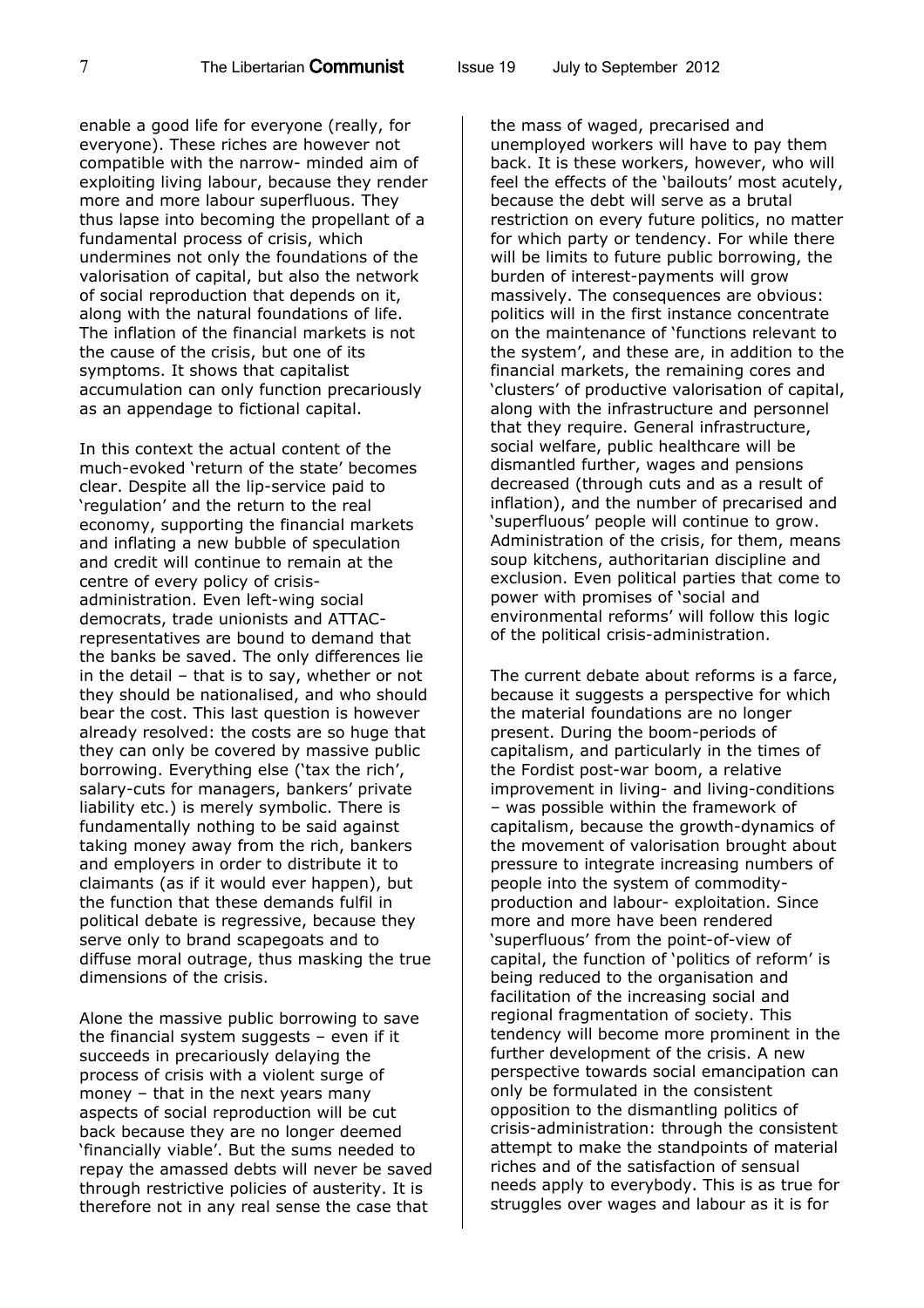enable a good life for everyone (really, for everyone). These riches are however not compatible with the narrow- minded aim of exploiting living labour, because they render more and more labour superfluous. They thus lapse into becoming the propellant of a fundamental process of crisis, which undermines not only the foundations of the valorisation of capital, but also the network of social reproduction that depends on it, along with the natural foundations of life. The inflation of the financial markets is not the cause of the crisis, but one of its symptoms. It shows that capitalist accumulation can only function precariously as an appendage to fictional capital.

In this context the actual content of the much-evoked 'return of the state' becomes clear. Despite all the lip-service paid to 'regulation' and the return to the real economy, supporting the financial markets and inflating a new bubble of speculation and credit will continue to remain at the centre of every policy of crisis-administration. Even left-wing social democrats, trade unionists and ATTAC-representatives are bound to demand that the banks be saved. The only differences lie in the detail – that is to say, whether or not they should be nationalised, and who should bear the cost. This last question is however already resolved: the costs are so huge that they can only be covered by massive public borrowing. Everything else ('tax the rich', salary-cuts for managers, bankers' private liability etc.) is merely symbolic. There is fundamentally nothing to be said against taking money away from the rich, bankers and employers in order to distribute it to claimants (as if it would ever happen), but the function that these demands fulfil in political debate is regressive, because they serve only to brand scapegoats and to diffuse moral outrage, thus masking the true dimensions of the crisis.

Alone the massive public borrowing to save the financial system suggests – even if it succeeds in precariously delaying the process of crisis with a violent surge of money – that in the next years many aspects of social reproduction will be cut back because they are no longer deemed 'financially viable'. But the sums needed to repay the amassed debts will never be saved through restrictive policies of austerity. It is therefore not in any real sense the case that the mass of waged, precarised and unemployed workers will have to pay them back. It is these workers, however, who will feel the effects of the 'bailouts' most acutely, because the debt will serve as a brutal restriction on every future politics, no matter for which party or tendency. For while there will be limits to future public borrowing, the burden of interest-payments will grow massively. The consequences are obvious: politics will in the first instance concentrate on the maintenance of 'functions relevant to the system', and these are, in addition to the financial markets, the remaining cores and 'clusters' of productive valorisation of capital, along with the infrastructure and personnel that they require. General infrastructure, social welfare, public healthcare will be dismantled further, wages and pensions decreased (through cuts and as a result of inflation), and the number of precarised and 'superfluous' people will continue to grow. Administration of the crisis, for them, means soup kitchens, authoritarian discipline and exclusion. Even political parties that come to power with promises of 'social and environmental reforms' will follow this logic of the political crisis-administration.

The current debate about reforms is a farce, because it suggests a perspective for which the material foundations are no longer present. During the boom-periods of capitalism, and particularly in the times of the Fordist post-war boom, a relative improvement in living- and living-conditions – was possible within the framework of capitalism, because the growth-dynamics of the movement of valorisation brought about pressure to integrate increasing numbers of people into the system of commodity-production and labour- exploitation. Since more and more have been rendered 'superfluous' from the point-of-view of capital, the function of 'politics of reform' is being reduced to the organisation and facilitation of the increasing social and regional fragmentation of society. This tendency will become more prominent in the further development of the crisis. A new perspective towards social emancipation can only be formulated in the consistent opposition to the dismantling politics of crisis-administration: through the consistent attempt to make the standpoints of material riches and of the satisfaction of sensual needs apply to everybody. This is as true for struggles over wages and labour as it is for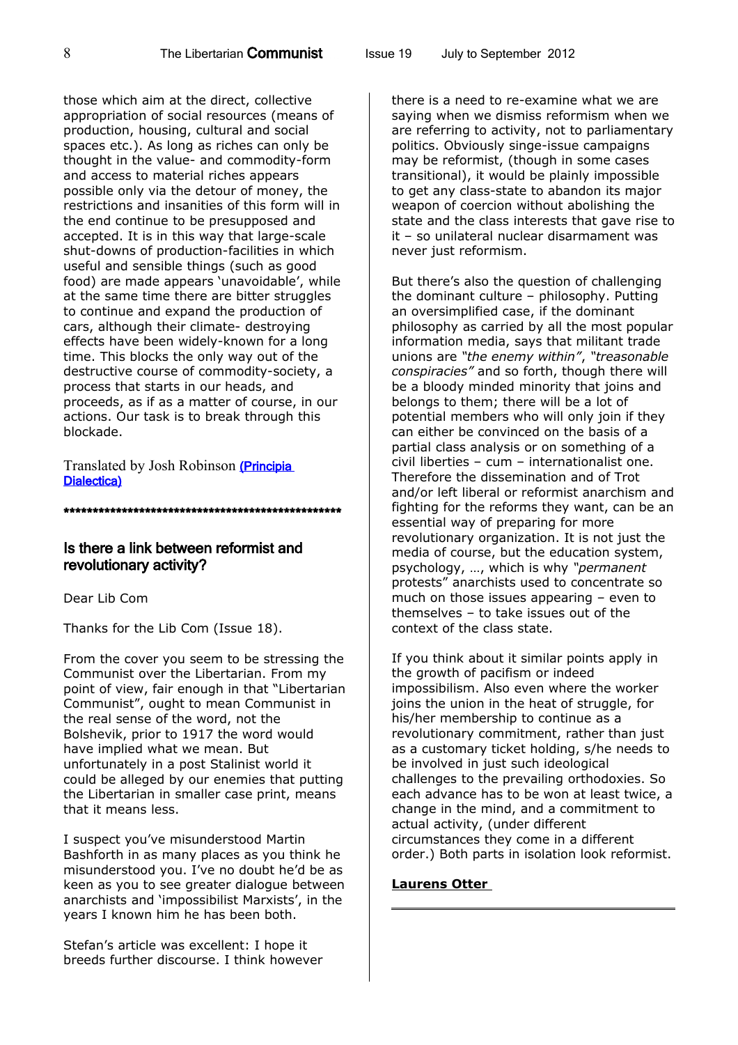those which aim at the direct, collective appropriation of social resources (means of production, housing, cultural and social spaces etc.). As long as riches can only be thought in the value- and commodity-form and access to material riches appears possible only via the detour of money, the restrictions and insanities of this form will in the end continue to be presupposed and accepted. It is in this way that large-scale shut-downs of production-facilities in which useful and sensible things (such as good food) are made appears 'unavoidable', while at the same time there are bitter struggles to continue and expand the production of cars, although their climate- destroying effects have been widely-known for a long time. This blocks the only way out of the destructive course of commodity-society, a process that starts in our heads, and proceeds, as if as a matter of course, in our actions. Our task is to break through this blockade.

Translated by Josh Robinson [(Principia Dialectica)]

****************************************************

## Is there a link between reformist and revolutionary activity?

Dear Lib Com

Thanks for the Lib Com (Issue 18).

From the cover you seem to be stressing the Communist over the Libertarian. From my point of view, fair enough in that "Libertarian Communist", ought to mean Communist in the real sense of the word, not the Bolshevik, prior to 1917 the word would have implied what we mean. But unfortunately in a post Stalinist world it could be alleged by our enemies that putting the Libertarian in smaller case print, means that it means less.

I suspect you've misunderstood Martin Bashforth in as many places as you think he misunderstood you. I've no doubt he'd be as keen as you to see greater dialogue between anarchists and 'impossibilist Marxists', in the years I known him he has been both.

Stefan's article was excellent: I hope it breeds further discourse. I think however there is a need to re-examine what we are saying when we dismiss reformism when we are referring to activity, not to parliamentary politics. Obviously singe-issue campaigns may be reformist, (though in some cases transitional), it would be plainly impossible to get any class-state to abandon its major weapon of coercion without abolishing the state and the class interests that gave rise to it – so unilateral nuclear disarmament was never just reformism.

But there's also the question of challenging the dominant culture – philosophy. Putting an oversimplified case, if the dominant philosophy as carried by all the most popular information media, says that militant trade unions are *"the enemy within"*, *"treasonable conspiracies"* and so forth, though there will be a bloody minded minority that joins and belongs to them; there will be a lot of potential members who will only join if they can either be convinced on the basis of a partial class analysis or on something of a civil liberties – cum – internationalist one. Therefore the dissemination and of Trot and/or left liberal or reformist anarchism and fighting for the reforms they want, can be an essential way of preparing for more revolutionary organization. It is not just the media of course, but the education system, psychology, …, which is why *"permanent* protests" anarchists used to concentrate so much on those issues appearing – even to themselves – to take issues out of the context of the class state.

If you think about it similar points apply in the growth of pacifism or indeed impossibilism. Also even where the worker joins the union in the heat of struggle, for his/her membership to continue as a revolutionary commitment, rather than just as a customary ticket holding, s/he needs to be involved in just such ideological challenges to the prevailing orthodoxies. So each advance has to be won at least twice, a change in the mind, and a commitment to actual activity, (under different circumstances they come in a different order.) Both parts in isolation look reformist.

**Laurens Otter**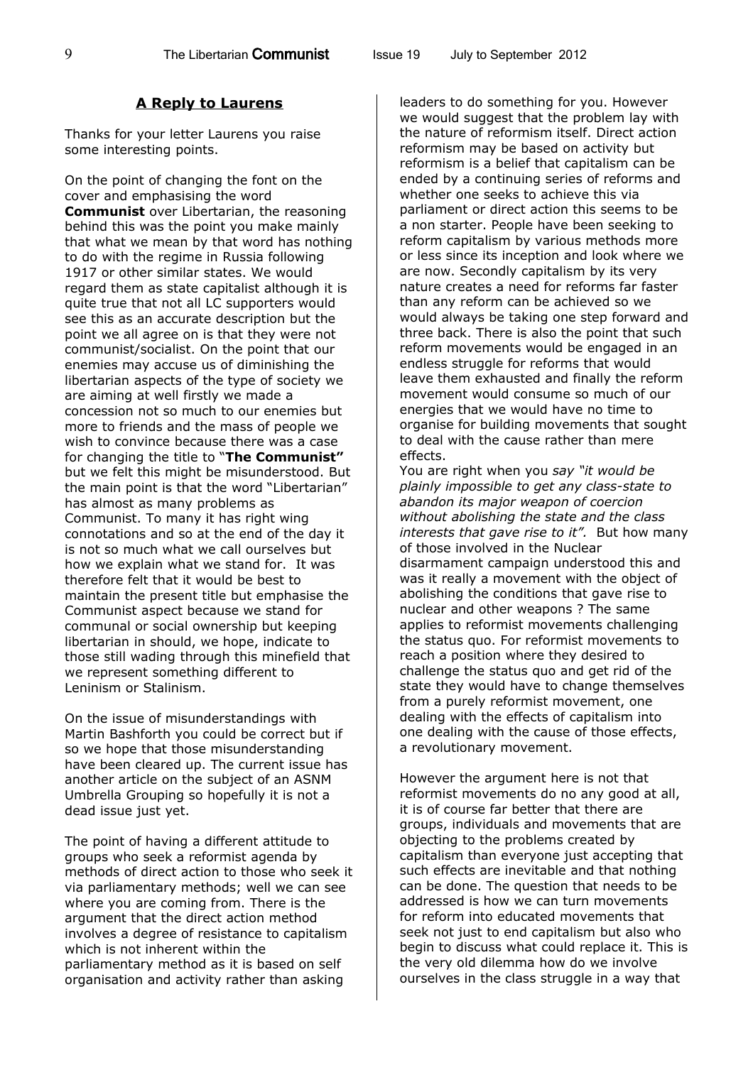## A Reply to Laurens

Thanks for your letter Laurens you raise some interesting points.

On the point of changing the font on the cover and emphasising the word **Communist** over Libertarian, the reasoning behind this was the point you make mainly that what we mean by that word has nothing to do with the regime in Russia following 1917 or other similar states. We would regard them as state capitalist although it is quite true that not all LC supporters would see this as an accurate description but the point we all agree on is that they were not communist/socialist. On the point that our enemies may accuse us of diminishing the libertarian aspects of the type of society we are aiming at well firstly we made a concession not so much to our enemies but more to friends and the mass of people we wish to convince because there was a case for changing the title to "**The Communist"** but we felt this might be misunderstood. But the main point is that the word "Libertarian" has almost as many problems as Communist. To many it has right wing connotations and so at the end of the day it is not so much what we call ourselves but how we explain what we stand for. It was therefore felt that it would be best to maintain the present title but emphasise the Communist aspect because we stand for communal or social ownership but keeping libertarian in should, we hope, indicate to those still wading through this minefield that we represent something different to Leninism or Stalinism.

On the issue of misunderstandings with Martin Bashforth you could be correct but if so we hope that those misunderstanding have been cleared up. The current issue has another article on the subject of an ASNM Umbrella Grouping so hopefully it is not a dead issue just yet.

The point of having a different attitude to groups who seek a reformist agenda by methods of direct action to those who seek it via parliamentary methods; well we can see where you are coming from. There is the argument that the direct action method involves a degree of resistance to capitalism which is not inherent within the parliamentary method as it is based on self organisation and activity rather than asking leaders to do something for you. However we would suggest that the problem lay with the nature of reformism itself. Direct action reformism may be based on activity but reformism is a belief that capitalism can be ended by a continuing series of reforms and whether one seeks to achieve this via parliament or direct action this seems to be a non starter. People have been seeking to reform capitalism by various methods more or less since its inception and look where we are now. Secondly capitalism by its very nature creates a need for reforms far faster than any reform can be achieved so we would always be taking one step forward and three back. There is also the point that such reform movements would be engaged in an endless struggle for reforms that would leave them exhausted and finally the reform movement would consume so much of our energies that we would have no time to organise for building movements that sought to deal with the cause rather than mere effects.

You are right when you *say "it would be plainly impossible to get any class-state to abandon its major weapon of coercion without abolishing the state and the class interests that gave rise to it".* But how many of those involved in the Nuclear disarmament campaign understood this and was it really a movement with the object of abolishing the conditions that gave rise to nuclear and other weapons ? The same applies to reformist movements challenging the status quo. For reformist movements to reach a position where they desired to challenge the status quo and get rid of the state they would have to change themselves from a purely reformist movement, one dealing with the effects of capitalism into one dealing with the cause of those effects, a revolutionary movement.

However the argument here is not that reformist movements do no any good at all, it is of course far better that there are groups, individuals and movements that are objecting to the problems created by capitalism than everyone just accepting that such effects are inevitable and that nothing can be done. The question that needs to be addressed is how we can turn movements for reform into educated movements that seek not just to end capitalism but also who begin to discuss what could replace it. This is the very old dilemma how do we involve ourselves in the class struggle in a way that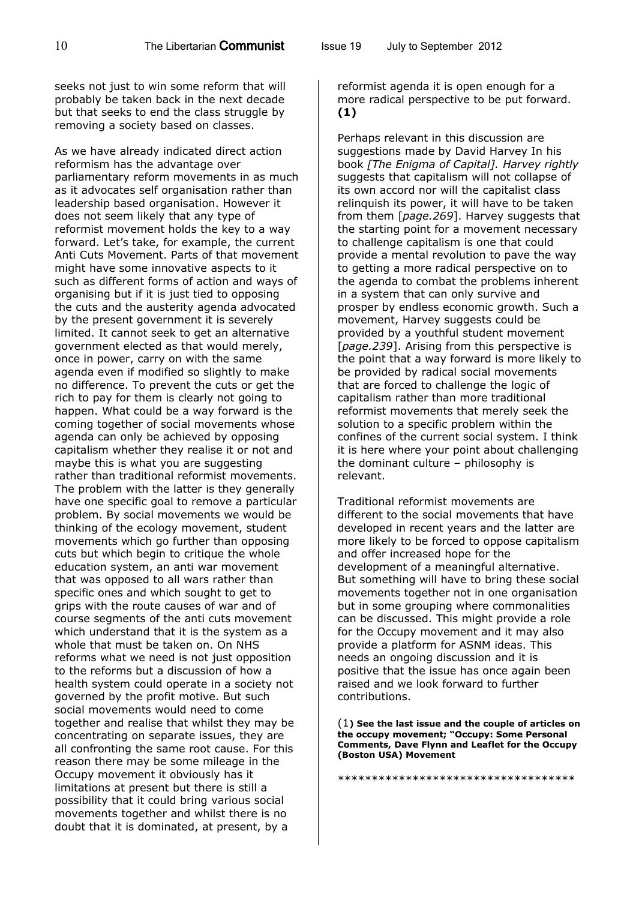seeks not just to win some reform that will probably be taken back in the next decade but that seeks to end the class struggle by removing a society based on classes.

As we have already indicated direct action reformism has the advantage over parliamentary reform movements in as much as it advocates self organisation rather than leadership based organisation. However it does not seem likely that any type of reformist movement holds the key to a way forward. Let's take, for example, the current Anti Cuts Movement. Parts of that movement might have some innovative aspects to it such as different forms of action and ways of organising but if it is just tied to opposing the cuts and the austerity agenda advocated by the present government it is severely limited. It cannot seek to get an alternative government elected as that would merely, once in power, carry on with the same agenda even if modified so slightly to make no difference. To prevent the cuts or get the rich to pay for them is clearly not going to happen. What could be a way forward is the coming together of social movements whose agenda can only be achieved by opposing capitalism whether they realise it or not and maybe this is what you are suggesting rather than traditional reformist movements. The problem with the latter is they generally have one specific goal to remove a particular problem. By social movements we would be thinking of the ecology movement, student movements which go further than opposing cuts but which begin to critique the whole education system, an anti war movement that was opposed to all wars rather than specific ones and which sought to get to grips with the route causes of war and of course segments of the anti cuts movement which understand that it is the system as a whole that must be taken on. On NHS reforms what we need is not just opposition to the reforms but a discussion of how a health system could operate in a society not governed by the profit motive. But such social movements would need to come together and realise that whilst they may be concentrating on separate issues, they are all confronting the same root cause. For this reason there may be some mileage in the Occupy movement it obviously has it limitations at present but there is still a possibility that it could bring various social movements together and whilst there is no doubt that it is dominated, at present, by a reformist agenda it is open enough for a more radical perspective to be put forward. **(1)**

Perhaps relevant in this discussion are suggestions made by David Harvey In his book *[The Enigma of Capital]. Harvey rightly* suggests that capitalism will not collapse of its own accord nor will the capitalist class relinquish its power, it will have to be taken from them [*page.269*]. Harvey suggests that the starting point for a movement necessary to challenge capitalism is one that could provide a mental revolution to pave the way to getting a more radical perspective on to the agenda to combat the problems inherent in a system that can only survive and prosper by endless economic growth. Such a movement, Harvey suggests could be provided by a youthful student movement [*page.239*]. Arising from this perspective is the point that a way forward is more likely to be provided by radical social movements that are forced to challenge the logic of capitalism rather than more traditional reformist movements that merely seek the solution to a specific problem within the confines of the current social system. I think it is here where your point about challenging the dominant culture – philosophy is relevant.

Traditional reformist movements are different to the social movements that have developed in recent years and the latter are more likely to be forced to oppose capitalism and offer increased hope for the development of a meaningful alternative. But something will have to bring these social movements together not in one organisation but in some grouping where commonalities can be discussed. This might provide a role for the Occupy movement and it may also provide a platform for ASNM ideas. This needs an ongoing discussion and it is positive that the issue has once again been raised and we look forward to further contributions.

(1**) See the last issue and the couple of articles on the occupy movement; "Occupy: Some Personal Comments, Dave Flynn and Leaflet for the Occupy (Boston USA) Movement**

***********************************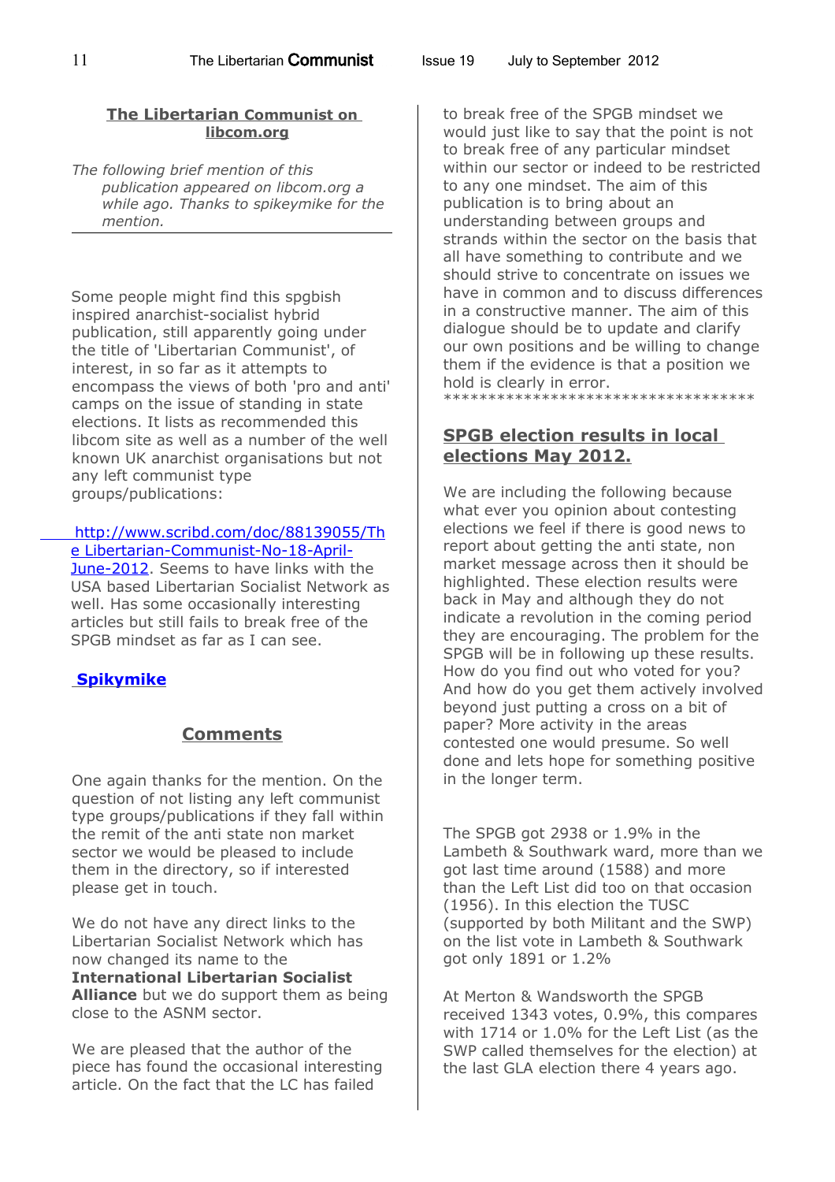## The Libertarian Communist on libcom.org

*The following brief mention of this publication appeared on libcom.org a while ago. Thanks to spikeymike for the mention.*

---

Some people might find this spgbish inspired anarchist-socialist hybrid publication, still apparently going under the title of 'Libertarian Communist', of interest, in so far as it attempts to encompass the views of both 'pro and anti' camps on the issue of standing in state elections. It lists as recommended this libcom site as well as a number of the well known UK anarchist organisations but not any left communist type groups/publications:

http://www.scribd.com/doc/88139055/The-Libertarian-Communist-No-18-April-June-2012. Seems to have links with the USA based Libertarian Socialist Network as well. Has some occasionally interesting articles but still fails to break free of the SPGB mindset as far as I can see.

**Spikymike**

### Comments

One again thanks for the mention. On the question of not listing any left communist type groups/publications if they fall within the remit of the anti state non market sector we would be pleased to include them in the directory, so if interested please get in touch.

We do not have any direct links to the Libertarian Socialist Network which has now changed its name to the **International Libertarian Socialist Alliance** but we do support them as being close to the ASNM sector.

We are pleased that the author of the piece has found the occasional interesting article. On the fact that the LC has failed to break free of the SPGB mindset we would just like to say that the point is not to break free of any particular mindset within our sector or indeed to be restricted to any one mindset. The aim of this publication is to bring about an understanding between groups and strands within the sector on the basis that all have something to contribute and we should strive to concentrate on issues we have in common and to discuss differences in a constructive manner. The aim of this dialogue should be to update and clarify our own positions and be willing to change them if the evidence is that a position we hold is clearly in error.

***********************************

## SPGB election results in local elections May 2012.

We are including the following because what ever you opinion about contesting elections we feel if there is good news to report about getting the anti state, non market message across then it should be highlighted. These election results were back in May and although they do not indicate a revolution in the coming period they are encouraging. The problem for the SPGB will be in following up these results. How do you find out who voted for you? And how do you get them actively involved beyond just putting a cross on a bit of paper? More activity in the areas contested one would presume. So well done and lets hope for something positive in the longer term.

The SPGB got 2938 or 1.9% in the Lambeth & Southwark ward, more than we got last time around (1588) and more than the Left List did too on that occasion (1956). In this election the TUSC (supported by both Militant and the SWP) on the list vote in Lambeth & Southwark got only 1891 or 1.2%

At Merton & Wandsworth the SPGB received 1343 votes, 0.9%, this compares with 1714 or 1.0% for the Left List (as the SWP called themselves for the election) at the last GLA election there 4 years ago.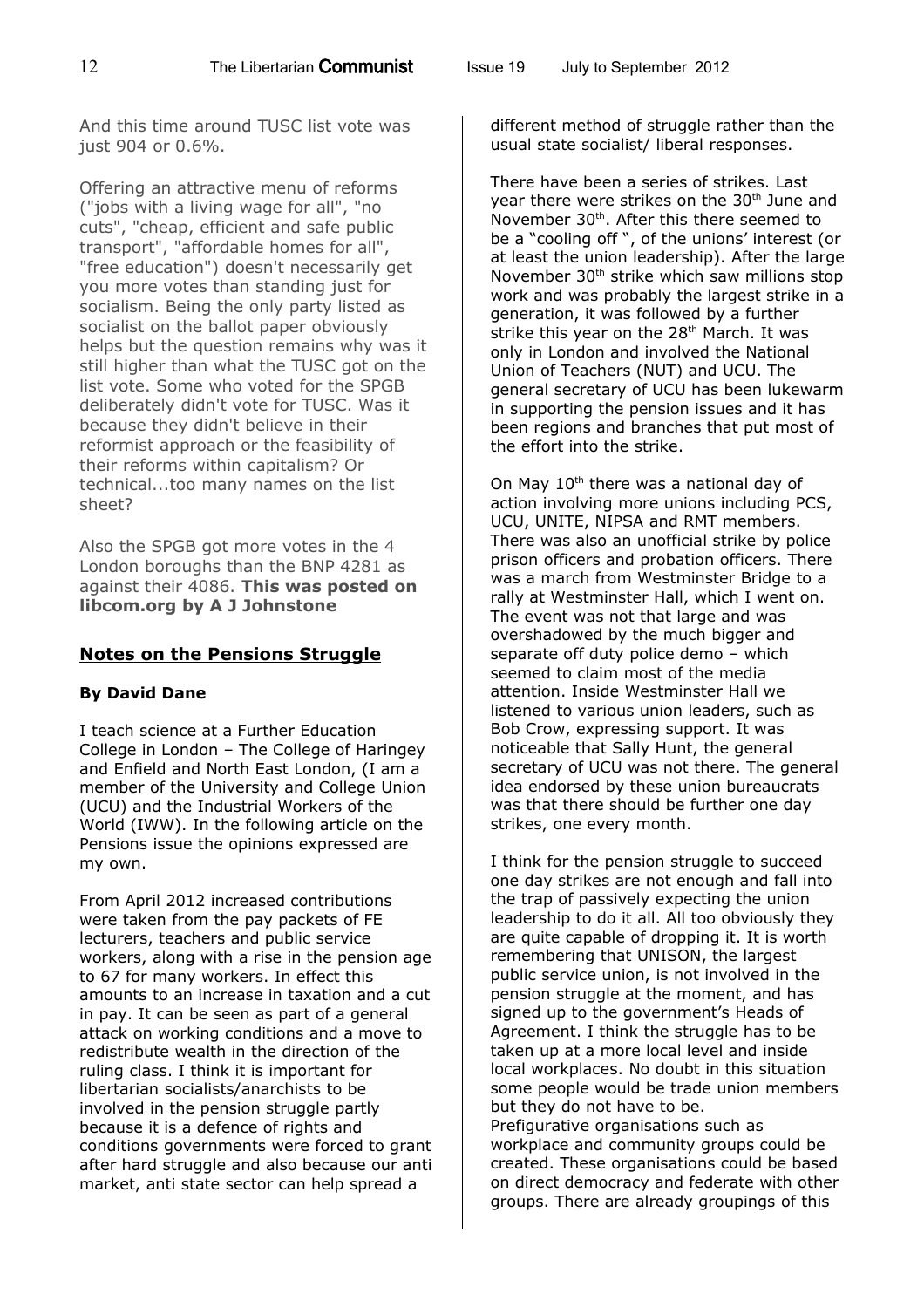And this time around TUSC list vote was just 904 or 0.6%.

Offering an attractive menu of reforms ("jobs with a living wage for all", "no cuts", "cheap, efficient and safe public transport", "affordable homes for all", "free education") doesn't necessarily get you more votes than standing just for socialism. Being the only party listed as socialist on the ballot paper obviously helps but the question remains why was it still higher than what the TUSC got on the list vote. Some who voted for the SPGB deliberately didn't vote for TUSC. Was it because they didn't believe in their reformist approach or the feasibility of their reforms within capitalism? Or technical...too many names on the list sheet?

Also the SPGB got more votes in the 4 London boroughs than the BNP 4281 as against their 4086. **This was posted on libcom.org by A J Johnstone**

## Notes on the Pensions Struggle

**By David Dane**

I teach science at a Further Education College in London – The College of Haringey and Enfield and North East London, (I am a member of the University and College Union (UCU) and the Industrial Workers of the World (IWW). In the following article on the Pensions issue the opinions expressed are my own.

From April 2012 increased contributions were taken from the pay packets of FE lecturers, teachers and public service workers, along with a rise in the pension age to 67 for many workers. In effect this amounts to an increase in taxation and a cut in pay. It can be seen as part of a general attack on working conditions and a move to redistribute wealth in the direction of the ruling class. I think it is important for libertarian socialists/anarchists to be involved in the pension struggle partly because it is a defence of rights and conditions governments were forced to grant after hard struggle and also because our anti market, anti state sector can help spread a different method of struggle rather than the usual state socialist/ liberal responses.

There have been a series of strikes. Last year there were strikes on the 30th June and November 30th. After this there seemed to be a "cooling off ", of the unions' interest (or at least the union leadership). After the large November 30th strike which saw millions stop work and was probably the largest strike in a generation, it was followed by a further strike this year on the 28th March. It was only in London and involved the National Union of Teachers (NUT) and UCU. The general secretary of UCU has been lukewarm in supporting the pension issues and it has been regions and branches that put most of the effort into the strike.

On May 10th there was a national day of action involving more unions including PCS, UCU, UNITE, NIPSA and RMT members. There was also an unofficial strike by police prison officers and probation officers. There was a march from Westminster Bridge to a rally at Westminster Hall, which I went on. The event was not that large and was overshadowed by the much bigger and separate off duty police demo – which seemed to claim most of the media attention. Inside Westminster Hall we listened to various union leaders, such as Bob Crow, expressing support. It was noticeable that Sally Hunt, the general secretary of UCU was not there. The general idea endorsed by these union bureaucrats was that there should be further one day strikes, one every month.

I think for the pension struggle to succeed one day strikes are not enough and fall into the trap of passively expecting the union leadership to do it all. All too obviously they are quite capable of dropping it. It is worth remembering that UNISON, the largest public service union, is not involved in the pension struggle at the moment, and has signed up to the government's Heads of Agreement. I think the struggle has to be taken up at a more local level and inside local workplaces. No doubt in this situation some people would be trade union members but they do not have to be.
Prefigurative organisations such as workplace and community groups could be created. These organisations could be based on direct democracy and federate with other groups. There are already groupings of this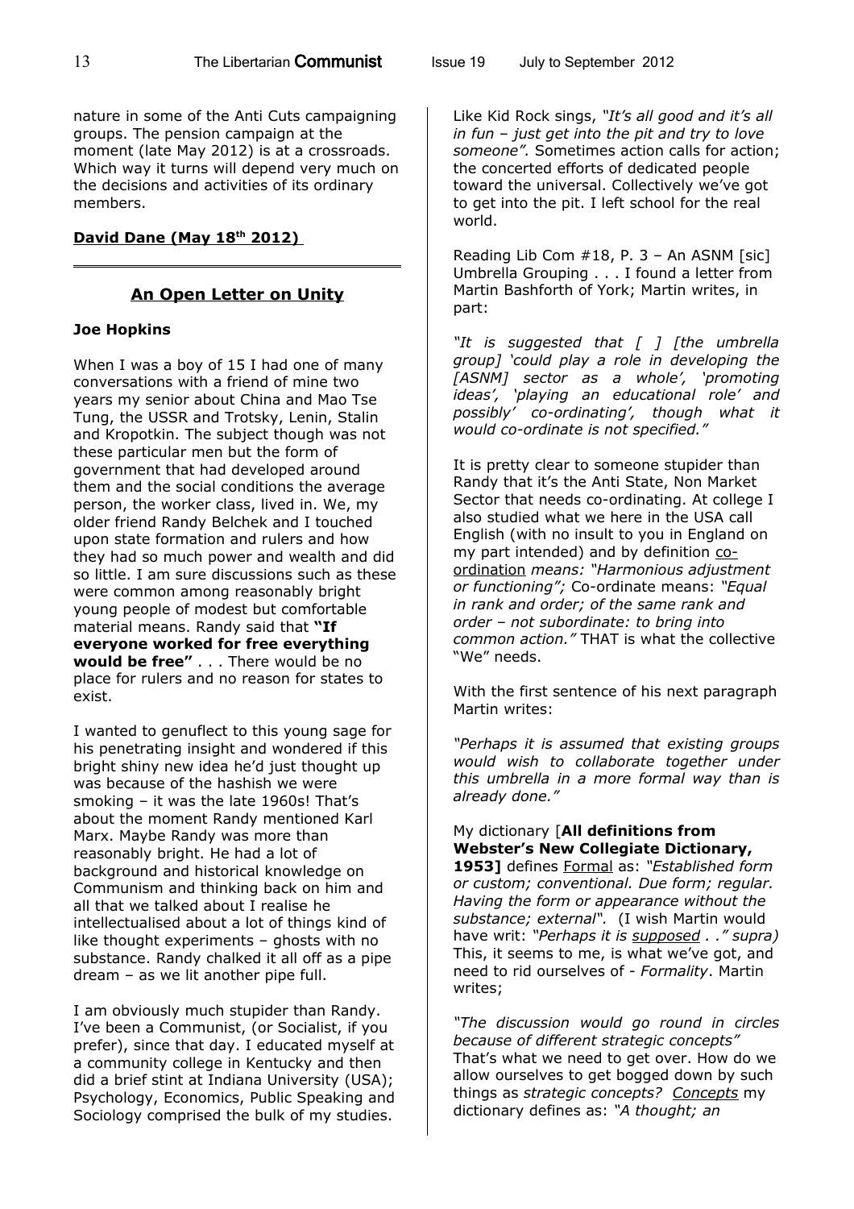nature in some of the Anti Cuts campaigning groups. The pension campaign at the moment (late May 2012) is at a crossroads. Which way it turns will depend very much on the decisions and activities of its ordinary members.

**David Dane (May 18th 2012)**

---

## An Open Letter on Unity

**Joe Hopkins**

When I was a boy of 15 I had one of many conversations with a friend of mine two years my senior about China and Mao Tse Tung, the USSR and Trotsky, Lenin, Stalin and Kropotkin. The subject though was not these particular men but the form of government that had developed around them and the social conditions the average person, the worker class, lived in. We, my older friend Randy Belchek and I touched upon state formation and rulers and how they had so much power and wealth and did so little. I am sure discussions such as these were common among reasonably bright young people of modest but comfortable material means. Randy said that **"If everyone worked for free everything would be free"** . . . There would be no place for rulers and no reason for states to exist.

I wanted to genuflect to this young sage for his penetrating insight and wondered if this bright shiny new idea he'd just thought up was because of the hashish we were smoking – it was the late 1960s! That's about the moment Randy mentioned Karl Marx. Maybe Randy was more than reasonably bright. He had a lot of background and historical knowledge on Communism and thinking back on him and all that we talked about I realise he intellectualised about a lot of things kind of like thought experiments – ghosts with no substance. Randy chalked it all off as a pipe dream – as we lit another pipe full.

I am obviously much stupider than Randy. I've been a Communist, (or Socialist, if you prefer), since that day. I educated myself at a community college in Kentucky and then did a brief stint at Indiana University (USA); Psychology, Economics, Public Speaking and Sociology comprised the bulk of my studies.

Like Kid Rock sings, *"It's all good and it's all in fun – just get into the pit and try to love someone".* Sometimes action calls for action; the concerted efforts of dedicated people toward the universal. Collectively we've got to get into the pit. I left school for the real world.

Reading Lib Com #18, P. 3 – An ASNM [sic] Umbrella Grouping . . . I found a letter from Martin Bashforth of York; Martin writes, in part:

*"It is suggested that [ ] [the umbrella group] 'could play a role in developing the [ASNM] sector as a whole', 'promoting ideas', 'playing an educational role' and possibly' co-ordinating', though what it would co-ordinate is not specified."*

It is pretty clear to someone stupider than Randy that it's the Anti State, Non Market Sector that needs co-ordinating. At college I also studied what we here in the USA call English (with no insult to you in England on my part intended) and by definition <u>co-ordination</u> *means: "Harmonious adjustment or functioning";* Co-ordinate means: *"Equal in rank and order; of the same rank and order – not subordinate: to bring into common action."* THAT is what the collective "We" needs.

With the first sentence of his next paragraph Martin writes:

*"Perhaps it is assumed that existing groups would wish to collaborate together under this umbrella in a more formal way than is already done."*

My dictionary [**All definitions from Webster's New Collegiate Dictionary, 1953]** defines <u>Formal</u> as: *"Established form or custom; conventional. Due form; regular. Having the form or appearance without the substance; external".* (I wish Martin would have writ: *"Perhaps it is <u>supposed</u> . ." supra)* This, it seems to me, is what we've got, and need to rid ourselves of - *Formality*. Martin writes;

*"The discussion would go round in circles because of different strategic concepts"* That's what we need to get over. How do we allow ourselves to get bogged down by such things as *strategic concepts? <u>Concepts</u>* my dictionary defines as: *"A thought; an*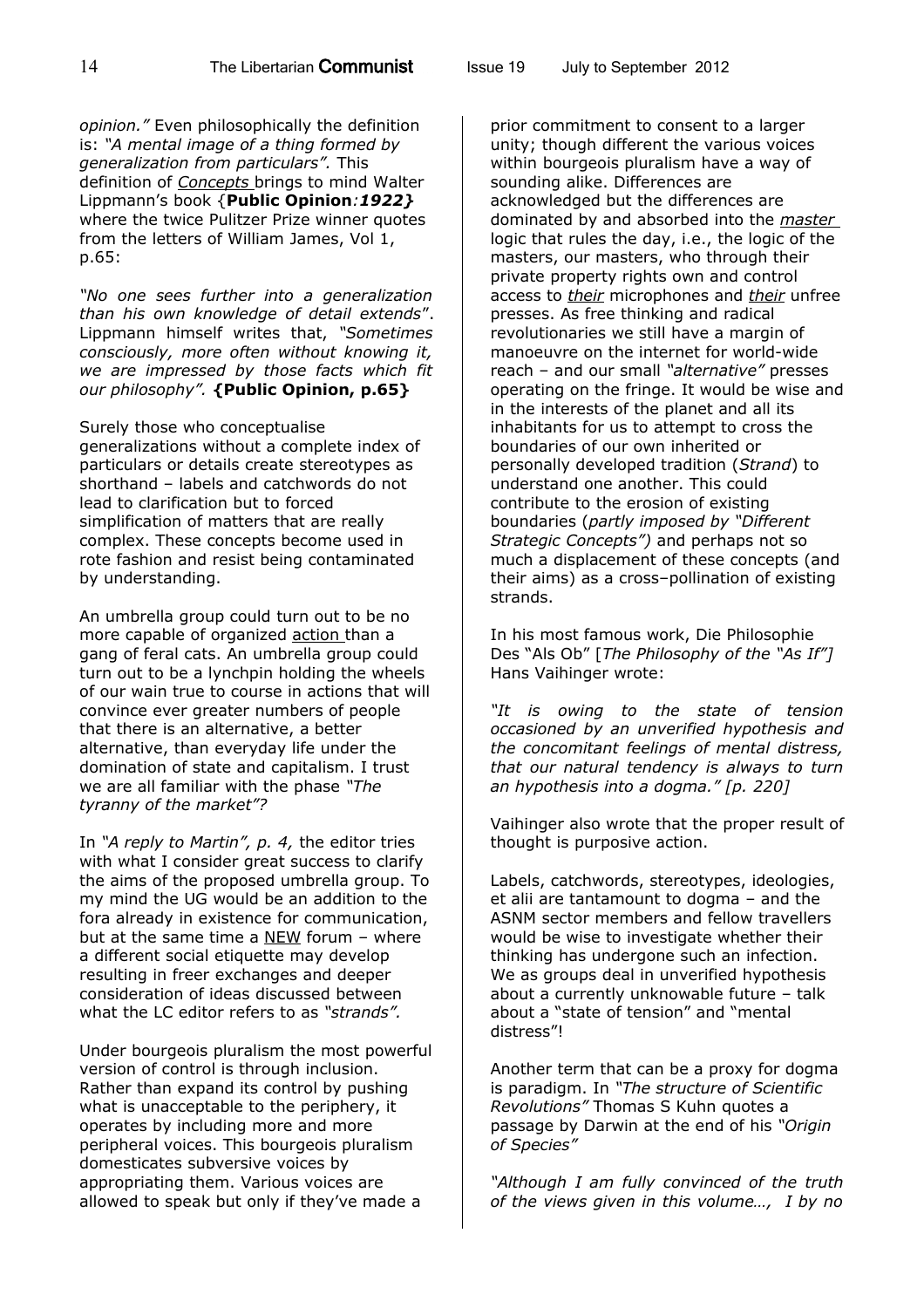*opinion."* Even philosophically the definition is: *"A mental image of a thing formed by generalization from particulars".* This definition of *Concepts* brings to mind Walter Lippmann's book {**Public Opinion***:1922}* where the twice Pulitzer Prize winner quotes from the letters of William James, Vol 1, p.65:

*"No one sees further into a generalization than his own knowledge of detail extends*". Lippmann himself writes that, *"Sometimes consciously, more often without knowing it, we are impressed by those facts which fit our philosophy".* **{Public Opinion, p.65}**

Surely those who conceptualise generalizations without a complete index of particulars or details create stereotypes as shorthand – labels and catchwords do not lead to clarification but to forced simplification of matters that are really complex. These concepts become used in rote fashion and resist being contaminated by understanding.

An umbrella group could turn out to be no more capable of organized action than a gang of feral cats. An umbrella group could turn out to be a lynchpin holding the wheels of our wain true to course in actions that will convince ever greater numbers of people that there is an alternative, a better alternative, than everyday life under the domination of state and capitalism. I trust we are all familiar with the phase *"The tyranny of the market"?*

In *"A reply to Martin", p. 4,* the editor tries with what I consider great success to clarify the aims of the proposed umbrella group. To my mind the UG would be an addition to the fora already in existence for communication, but at the same time a NEW forum – where a different social etiquette may develop resulting in freer exchanges and deeper consideration of ideas discussed between what the LC editor refers to as *"strands".*

Under bourgeois pluralism the most powerful version of control is through inclusion. Rather than expand its control by pushing what is unacceptable to the periphery, it operates by including more and more peripheral voices. This bourgeois pluralism domesticates subversive voices by appropriating them. Various voices are allowed to speak but only if they've made a prior commitment to consent to a larger unity; though different the various voices within bourgeois pluralism have a way of sounding alike. Differences are acknowledged but the differences are dominated by and absorbed into the *master* logic that rules the day, i.e., the logic of the masters, our masters, who through their private property rights own and control access to *their* microphones and *their* unfree presses. As free thinking and radical revolutionaries we still have a margin of manoeuvre on the internet for world-wide reach – and our small *"alternative"* presses operating on the fringe. It would be wise and in the interests of the planet and all its inhabitants for us to attempt to cross the boundaries of our own inherited or personally developed tradition (*Strand*) to understand one another. This could contribute to the erosion of existing boundaries (*partly imposed by "Different Strategic Concepts")* and perhaps not so much a displacement of these concepts (and their aims) as a cross–pollination of existing strands.

In his most famous work, Die Philosophie Des "Als Ob" [*The Philosophy of the "As If"]* Hans Vaihinger wrote:

*"It is owing to the state of tension occasioned by an unverified hypothesis and the concomitant feelings of mental distress, that our natural tendency is always to turn an hypothesis into a dogma." [p. 220]*

Vaihinger also wrote that the proper result of thought is purposive action.

Labels, catchwords, stereotypes, ideologies, et alii are tantamount to dogma – and the ASNM sector members and fellow travellers would be wise to investigate whether their thinking has undergone such an infection. We as groups deal in unverified hypothesis about a currently unknowable future – talk about a "state of tension" and "mental distress"!

Another term that can be a proxy for dogma is paradigm. In *"The structure of Scientific Revolutions"* Thomas S Kuhn quotes a passage by Darwin at the end of his *"Origin of Species"*

*"Although I am fully convinced of the truth of the views given in this volume…, I by no*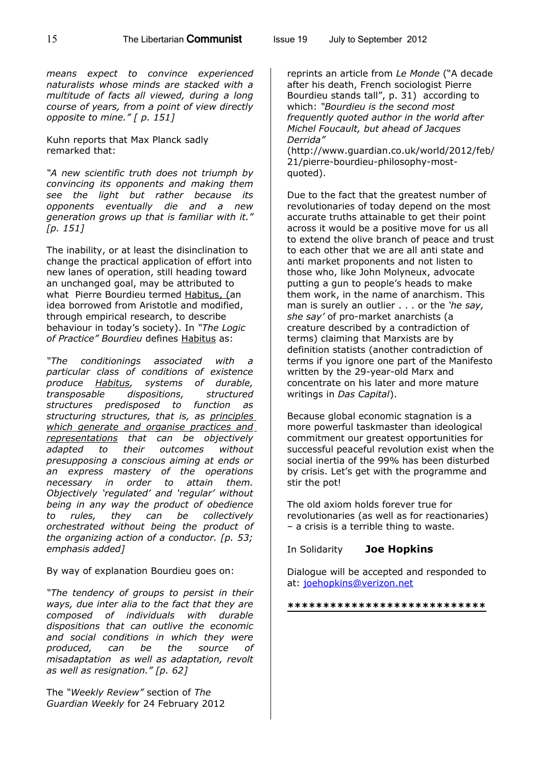*means expect to convince experienced naturalists whose minds are stacked with a multitude of facts all viewed, during a long course of years, from a point of view directly opposite to mine." [ p. 151]*

Kuhn reports that Max Planck sadly remarked that:

*"A new scientific truth does not triumph by convincing its opponents and making them see the light but rather because its opponents eventually die and a new generation grows up that is familiar with it." [p. 151]*

The inability, or at least the disinclination to change the practical application of effort into new lanes of operation, still heading toward an unchanged goal, may be attributed to what Pierre Bourdieu termed <u>Habitus, (</u>an idea borrowed from Aristotle and modified, through empirical research, to describe behaviour in today's society). In *"The Logic of Practice" Bourdieu* defines <u>Habitus</u> as:

*"The conditionings associated with a particular class of conditions of existence produce <u>Habitus</u>, systems of durable, transposable dispositions, structured structures predisposed to function as structuring structures, that is, as <u>principles which generate and organise practices and representations</u> that can be objectively adapted to their outcomes without presupposing a conscious aiming at ends or an express mastery of the operations necessary in order to attain them. Objectively 'regulated' and 'regular' without being in any way the product of obedience to rules, they can be collectively orchestrated without being the product of the organizing action of a conductor. [p. 53; emphasis added]*

By way of explanation Bourdieu goes on:

*"The tendency of groups to persist in their ways, due inter alia to the fact that they are composed of individuals with durable dispositions that can outlive the economic and social conditions in which they were produced, can be the source of misadaptation as well as adaptation, revolt as well as resignation." [p. 62]*

The *"Weekly Review"* section of *The Guardian Weekly* for 24 February 2012 reprints an article from *Le Monde* ("A decade after his death, French sociologist Pierre Bourdieu stands tall", p. 31) according to which: *"Bourdieu is the second most frequently quoted author in the world after Michel Foucault, but ahead of Jacques Derrida"* (http://www.guardian.co.uk/world/2012/feb/21/pierre-bourdieu-philosophy-most-quoted).

Due to the fact that the greatest number of revolutionaries of today depend on the most accurate truths attainable to get their point across it would be a positive move for us all to extend the olive branch of peace and trust to each other that we are all anti state and anti market proponents and not listen to those who, like John Molyneux, advocate putting a gun to people's heads to make them work, in the name of anarchism. This man is surely an outlier . . . or the *'he say, she say'* of pro-market anarchists (a creature described by a contradiction of terms) claiming that Marxists are by definition statists (another contradiction of terms if you ignore one part of the Manifesto written by the 29-year-old Marx and concentrate on his later and more mature writings in *Das Capital*).

Because global economic stagnation is a more powerful taskmaster than ideological commitment our greatest opportunities for successful peaceful revolution exist when the social inertia of the 99% has been disturbed by crisis. Let's get with the programme and stir the pot!

The old axiom holds forever true for revolutionaries (as well as for reactionaries) – a crisis is a terrible thing to waste.

In Solidarity **Joe Hopkins**

Dialogue will be accepted and responded to at: joehopkins@verizon.net

***************************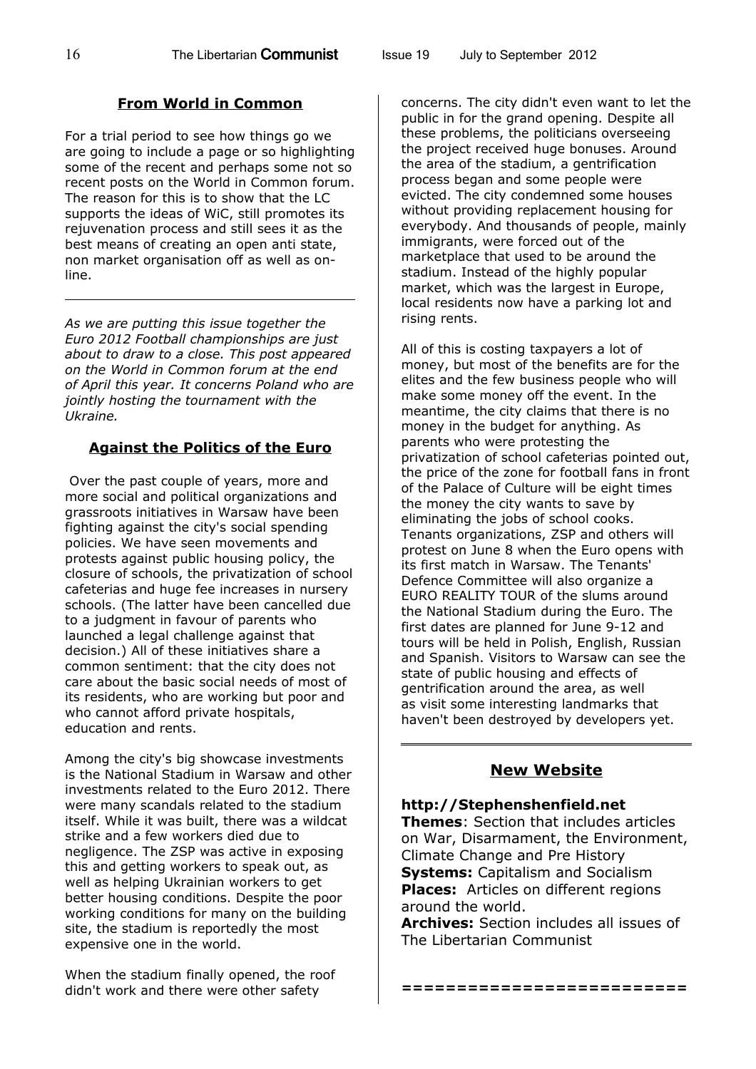## From World in Common

For a trial period to see how things go we are going to include a page or so highlighting some of the recent and perhaps some not so recent posts on the World in Common forum. The reason for this is to show that the LC supports the ideas of WiC, still promotes its rejuvenation process and still sees it as the best means of creating an open anti state, non market organisation off as well as on-line.

---

*As we are putting this issue together the Euro 2012 Football championships are just about to draw to a close. This post appeared on the World in Common forum at the end of April this year. It concerns Poland who are jointly hosting the tournament with the Ukraine.*

## Against the Politics of the Euro

Over the past couple of years, more and more social and political organizations and grassroots initiatives in Warsaw have been fighting against the city's social spending policies. We have seen movements and protests against public housing policy, the closure of schools, the privatization of school cafeterias and huge fee increases in nursery schools. (The latter have been cancelled due to a judgment in favour of parents who launched a legal challenge against that decision.) All of these initiatives share a common sentiment: that the city does not care about the basic social needs of most of its residents, who are working but poor and who cannot afford private hospitals, education and rents.

Among the city's big showcase investments is the National Stadium in Warsaw and other investments related to the Euro 2012. There were many scandals related to the stadium itself. While it was built, there was a wildcat strike and a few workers died due to negligence. The ZSP was active in exposing this and getting workers to speak out, as well as helping Ukrainian workers to get better housing conditions. Despite the poor working conditions for many on the building site, the stadium is reportedly the most expensive one in the world.

When the stadium finally opened, the roof didn't work and there were other safety concerns. The city didn't even want to let the public in for the grand opening. Despite all these problems, the politicians overseeing the project received huge bonuses. Around the area of the stadium, a gentrification process began and some people were evicted. The city condemned some houses without providing replacement housing for everybody. And thousands of people, mainly immigrants, were forced out of the marketplace that used to be around the stadium. Instead of the highly popular market, which was the largest in Europe, local residents now have a parking lot and rising rents.

All of this is costing taxpayers a lot of money, but most of the benefits are for the elites and the few business people who will make some money off the event. In the meantime, the city claims that there is no money in the budget for anything. As parents who were protesting the privatization of school cafeterias pointed out, the price of the zone for football fans in front of the Palace of Culture will be eight times the money the city wants to save by eliminating the jobs of school cooks. Tenants organizations, ZSP and others will protest on June 8 when the Euro opens with its first match in Warsaw. The Tenants' Defence Committee will also organize a EURO REALITY TOUR of the slums around the National Stadium during the Euro. The first dates are planned for June 9-12 and tours will be held in Polish, English, Russian and Spanish. Visitors to Warsaw can see the state of public housing and effects of gentrification around the area, as well as visit some interesting landmarks that haven't been destroyed by developers yet.

---

## New Website

**http://Stephenshenfield.net**
**Themes**: Section that includes articles on War, Disarmament, the Environment, Climate Change and Pre History
**Systems:** Capitalism and Socialism
**Places:** Articles on different regions around the world.
**Archives:** Section includes all issues of The Libertarian Communist

=========================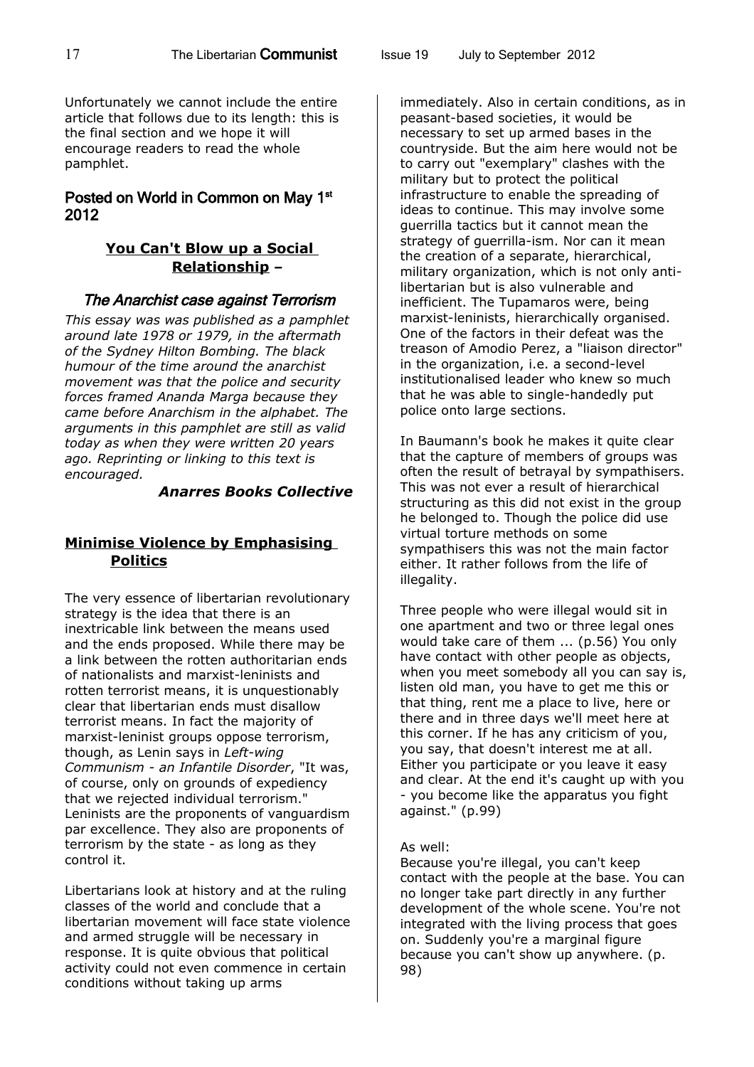Unfortunately we cannot include the entire article that follows due to its length: this is the final section and we hope it will encourage readers to read the whole pamphlet.

### Posted on World in Common on May 1st 2012

## You Can't Blow up a Social Relationship –

### *The Anarchist case against Terrorism*

*This essay was was published as a pamphlet around late 1978 or 1979, in the aftermath of the Sydney Hilton Bombing. The black humour of the time around the anarchist movement was that the police and security forces framed Ananda Marga because they came before Anarchism in the alphabet. The arguments in this pamphlet are still as valid today as when they were written 20 years ago. Reprinting or linking to this text is encouraged.*

***Anarres Books Collective***

### Minimise Violence by Emphasising Politics

The very essence of libertarian revolutionary strategy is the idea that there is an inextricable link between the means used and the ends proposed. While there may be a link between the rotten authoritarian ends of nationalists and marxist-leninists and rotten terrorist means, it is unquestionably clear that libertarian ends must disallow terrorist means. In fact the majority of marxist-leninist groups oppose terrorism, though, as Lenin says in *Left-wing Communism - an Infantile Disorder*, "It was, of course, only on grounds of expediency that we rejected individual terrorism." Leninists are the proponents of vanguardism par excellence. They also are proponents of terrorism by the state - as long as they control it.

Libertarians look at history and at the ruling classes of the world and conclude that a libertarian movement will face state violence and armed struggle will be necessary in response. It is quite obvious that political activity could not even commence in certain conditions without taking up arms immediately. Also in certain conditions, as in peasant-based societies, it would be necessary to set up armed bases in the countryside. But the aim here would not be to carry out "exemplary" clashes with the military but to protect the political infrastructure to enable the spreading of ideas to continue. This may involve some guerrilla tactics but it cannot mean the strategy of guerrilla-ism. Nor can it mean the creation of a separate, hierarchical, military organization, which is not only anti-libertarian but is also vulnerable and inefficient. The Tupamaros were, being marxist-leninists, hierarchically organised. One of the factors in their defeat was the treason of Amodio Perez, a "liaison director" in the organization, i.e. a second-level institutionalised leader who knew so much that he was able to single-handedly put police onto large sections.

In Baumann's book he makes it quite clear that the capture of members of groups was often the result of betrayal by sympathisers. This was not ever a result of hierarchical structuring as this did not exist in the group he belonged to. Though the police did use virtual torture methods on some sympathisers this was not the main factor either. It rather follows from the life of illegality.

Three people who were illegal would sit in one apartment and two or three legal ones would take care of them ... (p.56) You only have contact with other people as objects, when you meet somebody all you can say is, listen old man, you have to get me this or that thing, rent me a place to live, here or there and in three days we'll meet here at this corner. If he has any criticism of you, you say, that doesn't interest me at all. Either you participate or you leave it easy and clear. At the end it's caught up with you - you become like the apparatus you fight against." (p.99)

As well:
Because you're illegal, you can't keep contact with the people at the base. You can no longer take part directly in any further development of the whole scene. You're not integrated with the living process that goes on. Suddenly you're a marginal figure because you can't show up anywhere. (p. 98)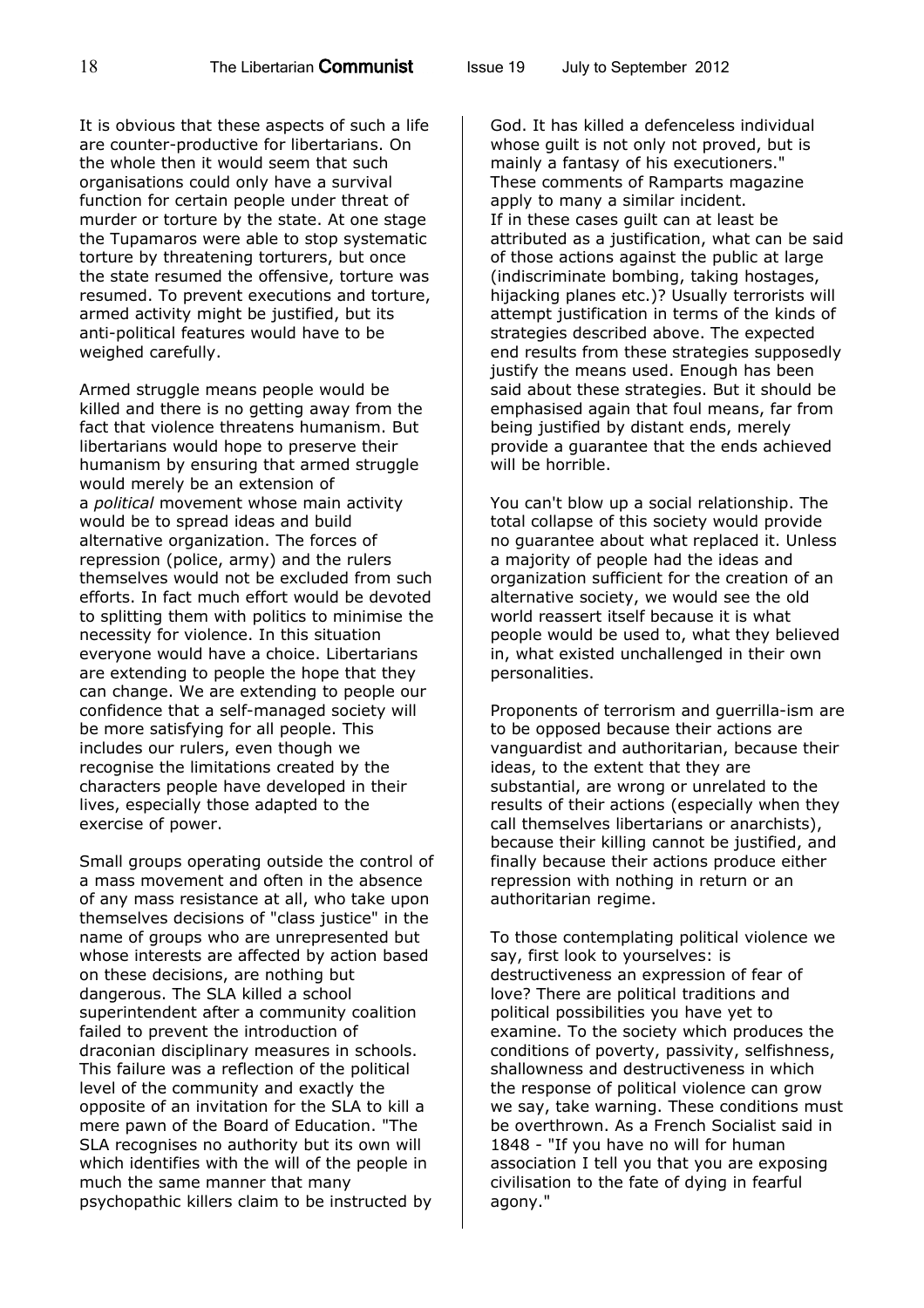It is obvious that these aspects of such a life are counter-productive for libertarians. On the whole then it would seem that such organisations could only have a survival function for certain people under threat of murder or torture by the state. At one stage the Tupamaros were able to stop systematic torture by threatening torturers, but once the state resumed the offensive, torture was resumed. To prevent executions and torture, armed activity might be justified, but its anti-political features would have to be weighed carefully.

Armed struggle means people would be killed and there is no getting away from the fact that violence threatens humanism. But libertarians would hope to preserve their humanism by ensuring that armed struggle would merely be an extension of a *political* movement whose main activity would be to spread ideas and build alternative organization. The forces of repression (police, army) and the rulers themselves would not be excluded from such efforts. In fact much effort would be devoted to splitting them with politics to minimise the necessity for violence. In this situation everyone would have a choice. Libertarians are extending to people the hope that they can change. We are extending to people our confidence that a self-managed society will be more satisfying for all people. This includes our rulers, even though we recognise the limitations created by the characters people have developed in their lives, especially those adapted to the exercise of power.

Small groups operating outside the control of a mass movement and often in the absence of any mass resistance at all, who take upon themselves decisions of "class justice" in the name of groups who are unrepresented but whose interests are affected by action based on these decisions, are nothing but dangerous. The SLA killed a school superintendent after a community coalition failed to prevent the introduction of draconian disciplinary measures in schools. This failure was a reflection of the political level of the community and exactly the opposite of an invitation for the SLA to kill a mere pawn of the Board of Education. "The SLA recognises no authority but its own will which identifies with the will of the people in much the same manner that many psychopathic killers claim to be instructed by God. It has killed a defenceless individual whose guilt is not only not proved, but is mainly a fantasy of his executioners." These comments of Ramparts magazine apply to many a similar incident.
If in these cases guilt can at least be attributed as a justification, what can be said of those actions against the public at large (indiscriminate bombing, taking hostages, hijacking planes etc.)? Usually terrorists will attempt justification in terms of the kinds of strategies described above. The expected end results from these strategies supposedly justify the means used. Enough has been said about these strategies. But it should be emphasised again that foul means, far from being justified by distant ends, merely provide a guarantee that the ends achieved will be horrible.

You can't blow up a social relationship. The total collapse of this society would provide no guarantee about what replaced it. Unless a majority of people had the ideas and organization sufficient for the creation of an alternative society, we would see the old world reassert itself because it is what people would be used to, what they believed in, what existed unchallenged in their own personalities.

Proponents of terrorism and guerrilla-ism are to be opposed because their actions are vanguardist and authoritarian, because their ideas, to the extent that they are substantial, are wrong or unrelated to the results of their actions (especially when they call themselves libertarians or anarchists), because their killing cannot be justified, and finally because their actions produce either repression with nothing in return or an authoritarian regime.

To those contemplating political violence we say, first look to yourselves: is destructiveness an expression of fear of love? There are political traditions and political possibilities you have yet to examine. To the society which produces the conditions of poverty, passivity, selfishness, shallowness and destructiveness in which the response of political violence can grow we say, take warning. These conditions must be overthrown. As a French Socialist said in 1848 - "If you have no will for human association I tell you that you are exposing civilisation to the fate of dying in fearful agony."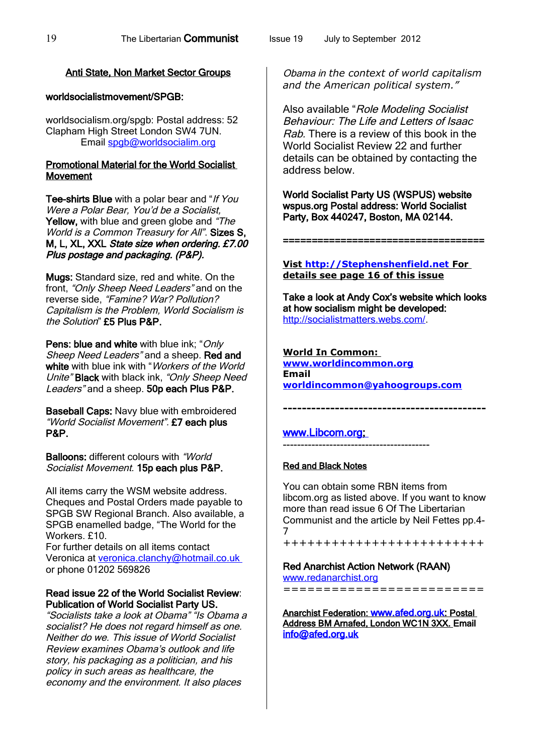## Anti State, Non Market Sector Groups

**worldsocialistmovement/SPGB:**

worldsocialism.org/spgb: Postal address: 52 Clapham High Street London SW4 7UN. Email spgb@worldsocialim.org

**Promotional Material for the World Socialist Movement**

**Tee-shirts Blue** with a polar bear and "*If You Were a Polar Bear, You'd be a Socialist*, **Yellow,** with blue and green globe and *"The World is a Common Treasury for All"*. **Sizes S, M, L, XL, XXL** ***State size when ordering. £7.00 Plus postage and packaging. (P&P).***

**Mugs:** Standard size, red and white. On the front, *"Only Sheep Need Leaders"* and on the reverse side, *"Famine? War? Pollution? Capitalism is the Problem, World Socialism is the Solution*" **£5 Plus P&P.**

**Pens: blue and white** with blue ink; "*Only Sheep Need Leaders"* and a sheep. **Red and white** with blue ink with "*Workers of the World Unite"* **Black** with black ink, *"Only Sheep Need Leaders"* and a sheep. **50p each Plus P&P.**

**Baseball Caps:** Navy blue with embroidered *"World Socialist Movement"*. **£7 each plus P&P.**

**Balloons:** different colours with *"World Socialist Movement.* **15p each plus P&P.**

All items carry the WSM website address. Cheques and Postal Orders made payable to SPGB SW Regional Branch. Also available, a SPGB enamelled badge, "The World for the Workers. £10.
For further details on all items contact Veronica at veronica.clanchy@hotmail.co.uk or phone 01202 569826

**Read issue 22 of the World Socialist Review**: **Publication of World Socialist Party US.**
*"Socialists take a look at Obama" "Is Obama a socialist? He does not regard himself as one. Neither do we. This issue of World Socialist Review examines Obama's outlook and life story, his packaging as a politician, and his policy in such areas as healthcare, the economy and the environment. It also places Obama in the context of world capitalism and the American political system."*

Also available "*Role Modeling Socialist Behaviour: The Life and Letters of Isaac Rab.* There is a review of this book in the World Socialist Review 22 and further details can be obtained by contacting the address below.

**World Socialist Party US (WSPUS) website wspus.org Postal address: World Socialist Party, Box 440247, Boston, MA 02144.**

===================================

**Vist http://Stephenshenfield.net For details see page 16 of this issue**

**Take a look at Andy Cox's website which looks at how socialism might be developed:** http://socialistmatters.webs.com/.

**World In Common:**
**www.worldincommon.org**
**Email**
**worldincommon@yahoogroups.com**

------------------------------------------

**www.Libcom.org;**

------------------------------------------

**Red and Black Notes**

You can obtain some RBN items from libcom.org as listed above. If you want to know more than read issue 6 Of The Libertarian Communist and the article by Neil Fettes pp.4-7

++++++++++++++++++++++++

**Red Anarchist Action Network (RAAN)**
www.redanarchist.org

========================

**Anarchist Federation: www.afed.org.uk: Postal Address BM Arnafed, London WC1N 3XX. Email info@afed.org.uk**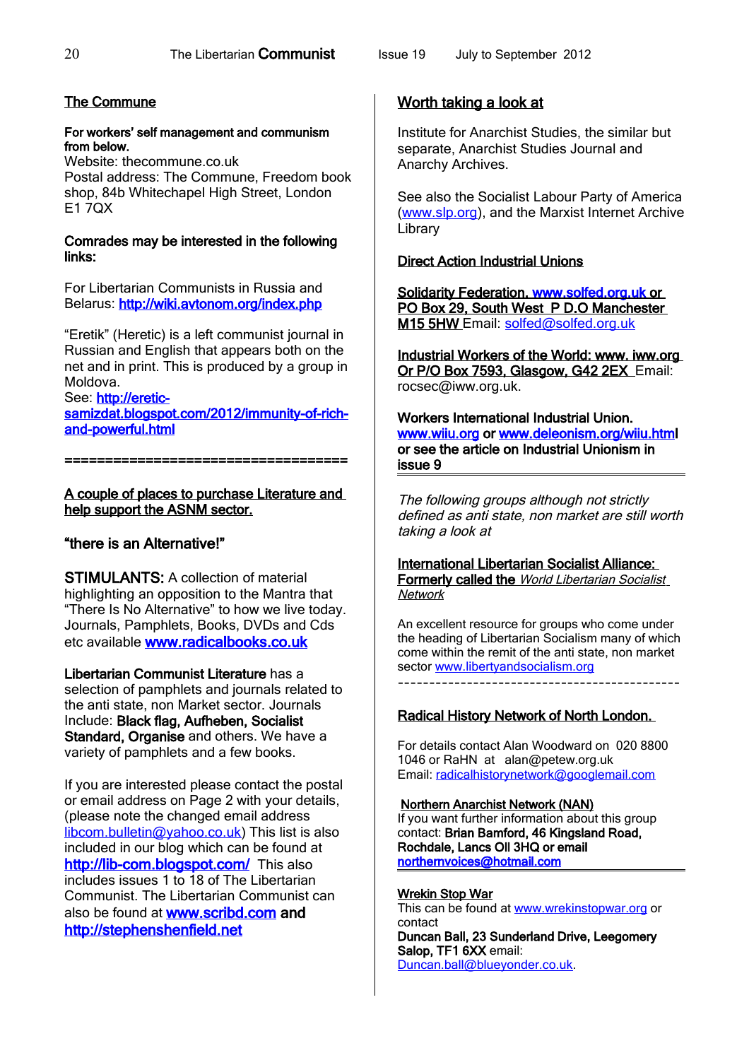## The Commune

**For workers' self management and communism from below.**
Website: thecommune.co.uk
Postal address: The Commune, Freedom book shop, 84b Whitechapel High Street, London E1 7QX

**Comrades may be interested in the following links:**

For Libertarian Communists in Russia and Belarus: **http://wiki.avtonom.org/index.php**

"Eretik" (Heretic) is a left communist journal in Russian and English that appears both on the net and in print. This is produced by a group in Moldova.
See: **http://eretic-samizdat.blogspot.com/2012/immunity-of-rich-and-powerful.html**

**===================================**

## A couple of places to purchase Literature and help support the ASNM sector.

### "there is an Alternative!"

**STIMULANTS:** A collection of material highlighting an opposition to the Mantra that "There Is No Alternative" to how we live today. Journals, Pamphlets, Books, DVDs and Cds etc available **www.radicalbooks.co.uk**

**Libertarian Communist Literature** has a selection of pamphlets and journals related to the anti state, non Market sector. Journals Include: **Black flag, Aufheben, Socialist Standard, Organise** and others. We have a variety of pamphlets and a few books.

If you are interested please contact the postal or email address on Page 2 with your details, (please note the changed email address libcom.bulletin@yahoo.co.uk) This list is also included in our blog which can be found at **http://lib-com.blogspot.com/** This also includes issues 1 to 18 of The Libertarian Communist. The Libertarian Communist can also be found at **www.scribd.com and http://stephenshenfield.net**

## Worth taking a look at

Institute for Anarchist Studies, the similar but separate, Anarchist Studies Journal and Anarchy Archives.

See also the Socialist Labour Party of America (www.slp.org), and the Marxist Internet Archive Library

## Direct Action Industrial Unions

**Solidarity Federation. www.solfed.org.uk or PO Box 29, South West P D.O Manchester M15 5HW** Email: solfed@solfed.org.uk

**Industrial Workers of the World: www. iww.org Or P/O Box 7593, Glasgow, G42 2EX** Email: rocsec@iww.org.uk.

**Workers International Industrial Union. www.wiiu.org or www.deleonism.org/wiiu.html or see the article on Industrial Unionism in issue 9**

*The following groups although not strictly defined as anti state, non market are still worth taking a look at*

**International Libertarian Socialist Alliance: Formerly called the** *World Libertarian Socialist Network*

An excellent resource for groups who come under the heading of Libertarian Socialism many of which come within the remit of the anti state, non market sector www.libertyandsocialism.org

---

## Radical History Network of North London.

For details contact Alan Woodward on 020 8800 1046 or RaHN at alan@petew.org.uk
Email: radicalhistorynetwork@googlemail.com

**Northern Anarchist Network (NAN)**
If you want further information about this group contact: **Brian Bamford, 46 Kingsland Road, Rochdale, Lancs OlI 3HQ or email northernvoices@hotmail.com**

**Wrekin Stop War**
This can be found at www.wrekinstopwar.org or contact
**Duncan Ball, 23 Sunderland Drive, Leegomery Salop, TF1 6XX** email: Duncan.ball@blueyonder.co.uk.